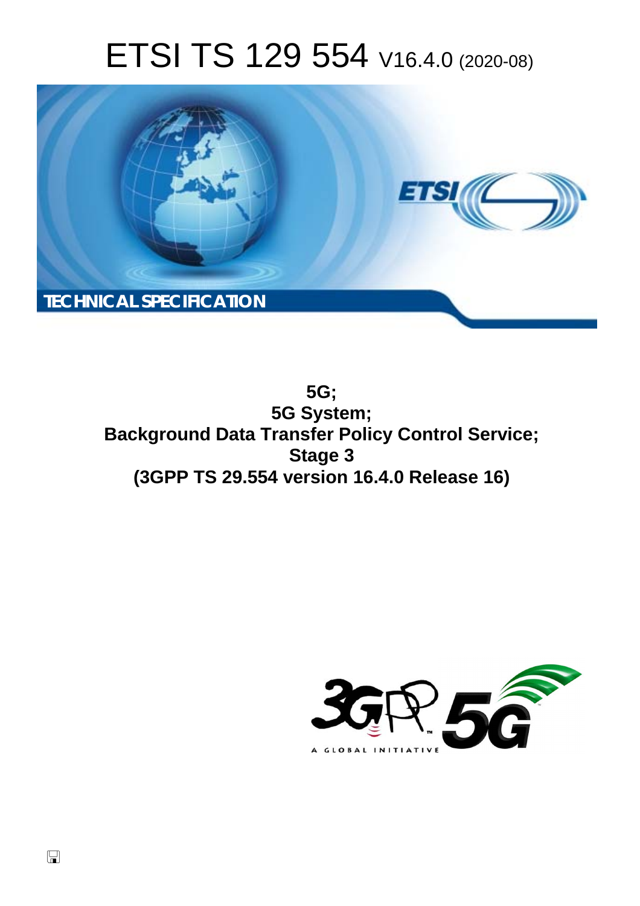# ETSI TS 129 554 V16.4.0 (2020-08)

TECHNICAL SPECIFICATION

**5G;**
**5G System;**
**Background Data Transfer Policy Control Service;**
**Stage 3**
**(3GPP TS 29.554 version 16.4.0 Release 16)**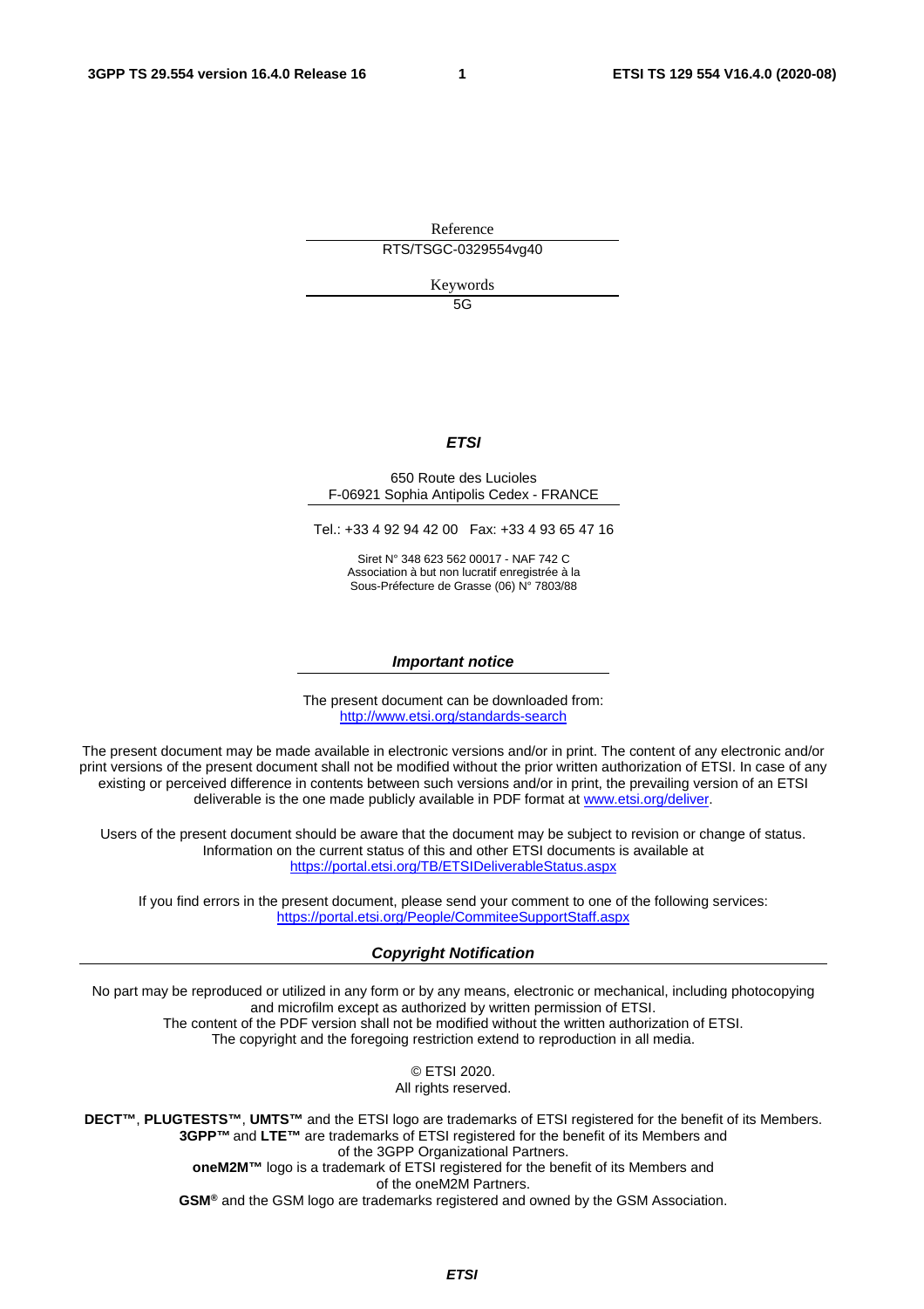Reference

RTS/TSGC-0329554vg40

Keywords

5G

***ETSI***

650 Route des Lucioles
F-06921 Sophia Antipolis Cedex - FRANCE

Tel.: +33 4 92 94 42 00   Fax: +33 4 93 65 47 16

Siret N° 348 623 562 00017 - NAF 742 C
Association à but non lucratif enregistrée à la
Sous-Préfecture de Grasse (06) N° 7803/88

***Important notice***

The present document can be downloaded from:
http://www.etsi.org/standards-search

The present document may be made available in electronic versions and/or in print. The content of any electronic and/or print versions of the present document shall not be modified without the prior written authorization of ETSI. In case of any existing or perceived difference in contents between such versions and/or in print, the prevailing version of an ETSI deliverable is the one made publicly available in PDF format at www.etsi.org/deliver.

Users of the present document should be aware that the document may be subject to revision or change of status. Information on the current status of this and other ETSI documents is available at https://portal.etsi.org/TB/ETSIDeliverableStatus.aspx

If you find errors in the present document, please send your comment to one of the following services:
https://portal.etsi.org/People/CommiteeSupportStaff.aspx

***Copyright Notification***

No part may be reproduced or utilized in any form or by any means, electronic or mechanical, including photocopying and microfilm except as authorized by written permission of ETSI.
The content of the PDF version shall not be modified without the written authorization of ETSI.
The copyright and the foregoing restriction extend to reproduction in all media.

© ETSI 2020.
All rights reserved.

**DECT™**, **PLUGTESTS™**, **UMTS™** and the ETSI logo are trademarks of ETSI registered for the benefit of its Members.
**3GPP™** and **LTE™** are trademarks of ETSI registered for the benefit of its Members and of the 3GPP Organizational Partners.
**oneM2M™** logo is a trademark of ETSI registered for the benefit of its Members and of the oneM2M Partners.
**GSM®** and the GSM logo are trademarks registered and owned by the GSM Association.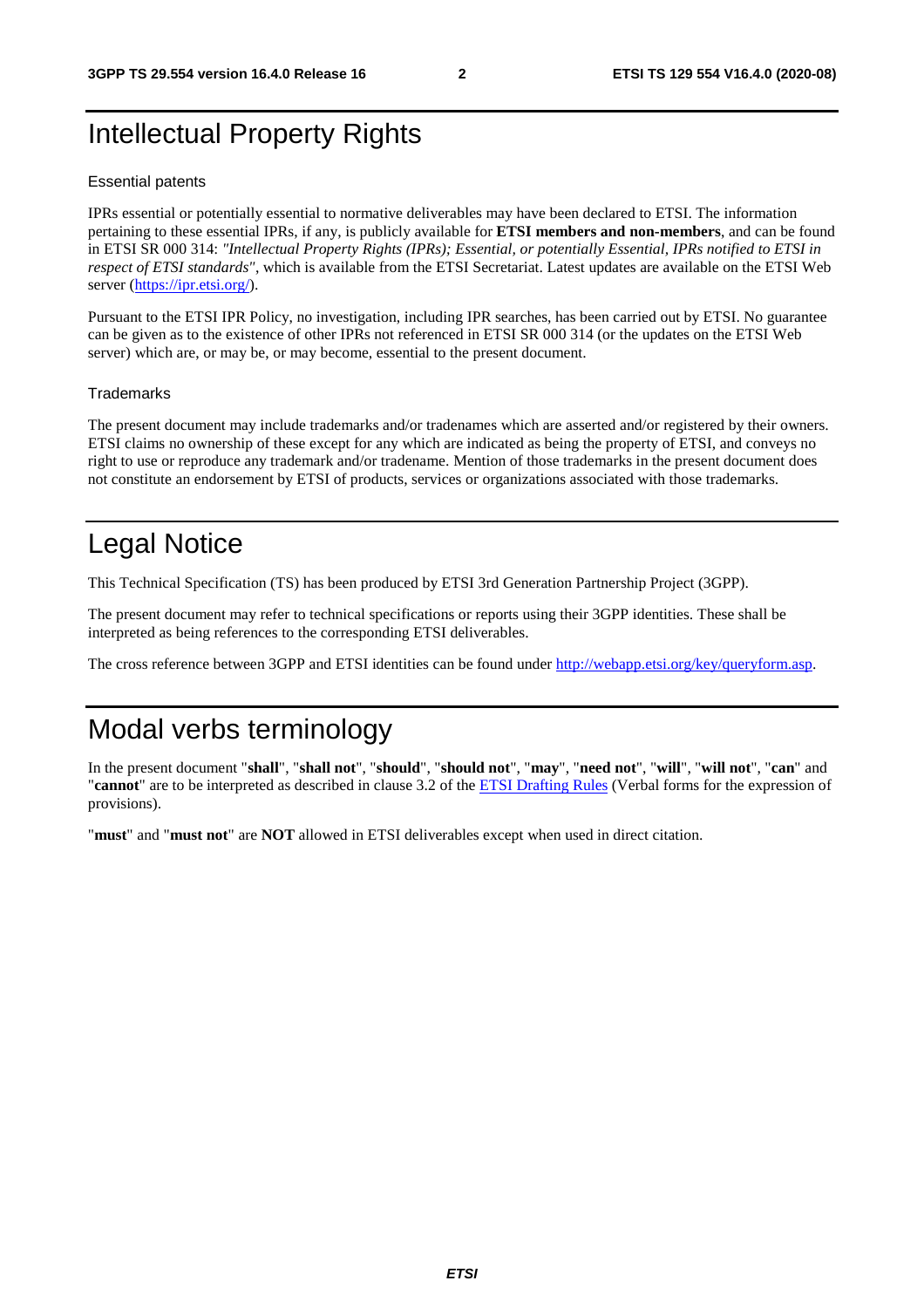# Intellectual Property Rights

### Essential patents

IPRs essential or potentially essential to normative deliverables may have been declared to ETSI. The information pertaining to these essential IPRs, if any, is publicly available for **ETSI members and non-members**, and can be found in ETSI SR 000 314: *"Intellectual Property Rights (IPRs); Essential, or potentially Essential, IPRs notified to ETSI in respect of ETSI standards"*, which is available from the ETSI Secretariat. Latest updates are available on the ETSI Web server (https://ipr.etsi.org/).

Pursuant to the ETSI IPR Policy, no investigation, including IPR searches, has been carried out by ETSI. No guarantee can be given as to the existence of other IPRs not referenced in ETSI SR 000 314 (or the updates on the ETSI Web server) which are, or may be, or may become, essential to the present document.

### Trademarks

The present document may include trademarks and/or tradenames which are asserted and/or registered by their owners. ETSI claims no ownership of these except for any which are indicated as being the property of ETSI, and conveys no right to use or reproduce any trademark and/or tradename. Mention of those trademarks in the present document does not constitute an endorsement by ETSI of products, services or organizations associated with those trademarks.

# Legal Notice

This Technical Specification (TS) has been produced by ETSI 3rd Generation Partnership Project (3GPP).

The present document may refer to technical specifications or reports using their 3GPP identities. These shall be interpreted as being references to the corresponding ETSI deliverables.

The cross reference between 3GPP and ETSI identities can be found under http://webapp.etsi.org/key/queryform.asp.

# Modal verbs terminology

In the present document "**shall**", "**shall not**", "**should**", "**should not**", "**may**", "**need not**", "**will**", "**will not**", "**can**" and "**cannot**" are to be interpreted as described in clause 3.2 of the ETSI Drafting Rules (Verbal forms for the expression of provisions).

"**must**" and "**must not**" are **NOT** allowed in ETSI deliverables except when used in direct citation.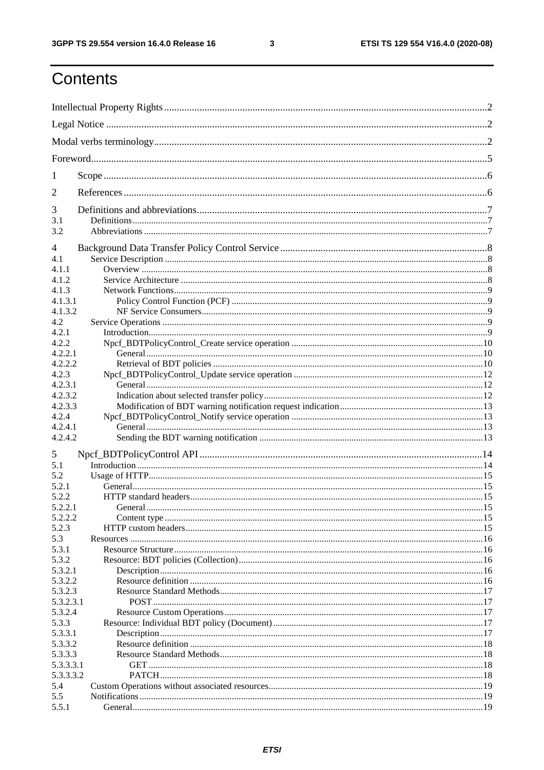# Contents

Intellectual Property Rights ....2

Legal Notice ....2

Modal verbs terminology....2

Foreword....5

1 Scope....6

2 References....6

3 Definitions and abbreviations....7

3.1 Definitions....7

3.2 Abbreviations....7

4 Background Data Transfer Policy Control Service....8

4.1 Service Description....8

4.1.1 Overview....8

4.1.2 Service Architecture....8

4.1.3 Network Functions....9

4.1.3.1 Policy Control Function (PCF)....9

4.1.3.2 NF Service Consumers....9

4.2 Service Operations....9

4.2.1 Introduction....9

4.2.2 Npcf_BDTPolicyControl_Create service operation....10

4.2.2.1 General....10

4.2.2.2 Retrieval of BDT policies....10

4.2.3 Npcf_BDTPolicyControl_Update service operation....12

4.2.3.1 General....12

4.2.3.2 Indication about selected transfer policy....12

4.2.3.3 Modification of BDT warning notification request indication....13

4.2.4 Npcf_BDTPolicyControl_Notify service operation....13

4.2.4.1 General....13

4.2.4.2 Sending the BDT warning notification....13

5 Npcf_BDTPolicyControl API....14

5.1 Introduction....14

5.2 Usage of HTTP....15

5.2.1 General....15

5.2.2 HTTP standard headers....15

5.2.2.1 General....15

5.2.2.2 Content type....15

5.2.3 HTTP custom headers....15

5.3 Resources....16

5.3.1 Resource Structure....16

5.3.2 Resource: BDT policies (Collection)....16

5.3.2.1 Description....16

5.3.2.2 Resource definition....16

5.3.2.3 Resource Standard Methods....17

5.3.2.3.1 POST....17

5.3.2.4 Resource Custom Operations....17

5.3.3 Resource: Individual BDT policy (Document)....17

5.3.3.1 Description....17

5.3.3.2 Resource definition....18

5.3.3.3 Resource Standard Methods....18

5.3.3.3.1 GET....18

5.3.3.3.2 PATCH....18

5.4 Custom Operations without associated resources....19

5.5 Notifications....19

5.5.1 General....19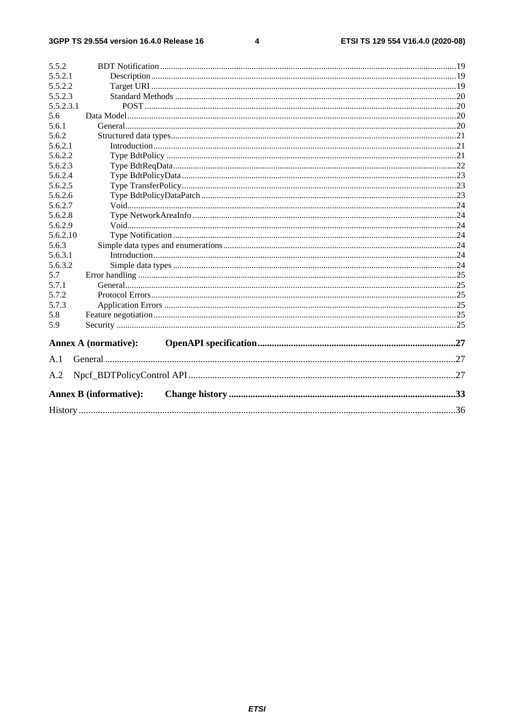| | | |
|---|---|---|
| 5.5.2 | BDT Notification | 19 |
| 5.5.2.1 | Description | 19 |
| 5.5.2.2 | Target URI | 19 |
| 5.5.2.3 | Standard Methods | 20 |
| 5.5.2.3.1 | POST | 20 |
| 5.6 | Data Model | 20 |
| 5.6.1 | General | 20 |
| 5.6.2 | Structured data types | 21 |
| 5.6.2.1 | Introduction | 21 |
| 5.6.2.2 | Type BdtPolicy | 21 |
| 5.6.2.3 | Type BdtReqData | 22 |
| 5.6.2.4 | Type BdtPolicyData | 23 |
| 5.6.2.5 | Type TransferPolicy | 23 |
| 5.6.2.6 | Type BdtPolicyDataPatch | 23 |
| 5.6.2.7 | Void | 24 |
| 5.6.2.8 | Type NetworkAreaInfo | 24 |
| 5.6.2.9 | Void | 24 |
| 5.6.2.10 | Type Notification | 24 |
| 5.6.3 | Simple data types and enumerations | 24 |
| 5.6.3.1 | Introduction | 24 |
| 5.6.3.2 | Simple data types | 24 |
| 5.7 | Error handling | 25 |
| 5.7.1 | General | 25 |
| 5.7.2 | Protocol Errors | 25 |
| 5.7.3 | Application Errors | 25 |
| 5.8 | Feature negotiation | 25 |
| 5.9 | Security | 25 |
| **Annex A (normative):** | **OpenAPI specification** | **27** |
| A.1 | General | 27 |
| A.2 | Npcf_BDTPolicyControl API | 27 |
| **Annex B (informative):** | **Change history** | **33** |
| History | | 36 |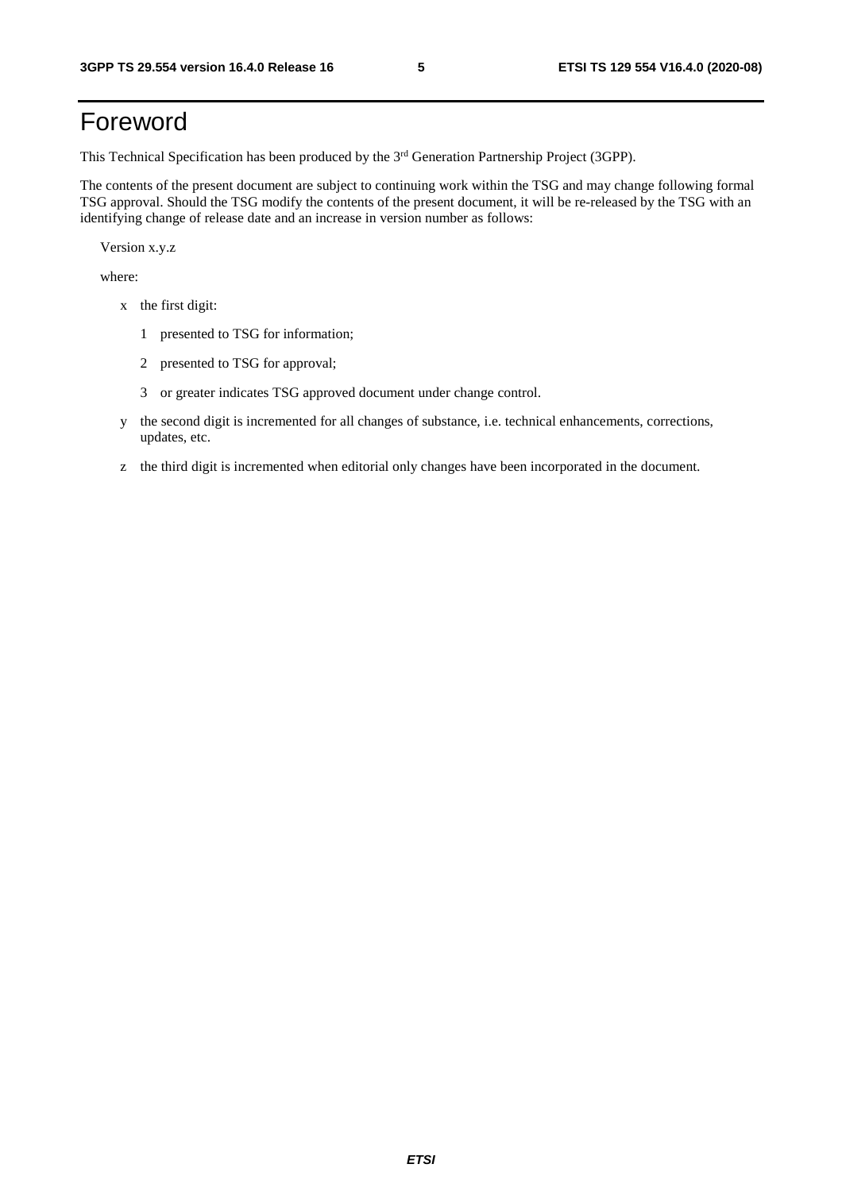# Foreword

This Technical Specification has been produced by the 3rd Generation Partnership Project (3GPP).

The contents of the present document are subject to continuing work within the TSG and may change following formal TSG approval. Should the TSG modify the contents of the present document, it will be re-released by the TSG with an identifying change of release date and an increase in version number as follows:

Version x.y.z

where:

- x the first digit:
  - 1 presented to TSG for information;
  - 2 presented to TSG for approval;
  - 3 or greater indicates TSG approved document under change control.
- y the second digit is incremented for all changes of substance, i.e. technical enhancements, corrections, updates, etc.
- z the third digit is incremented when editorial only changes have been incorporated in the document.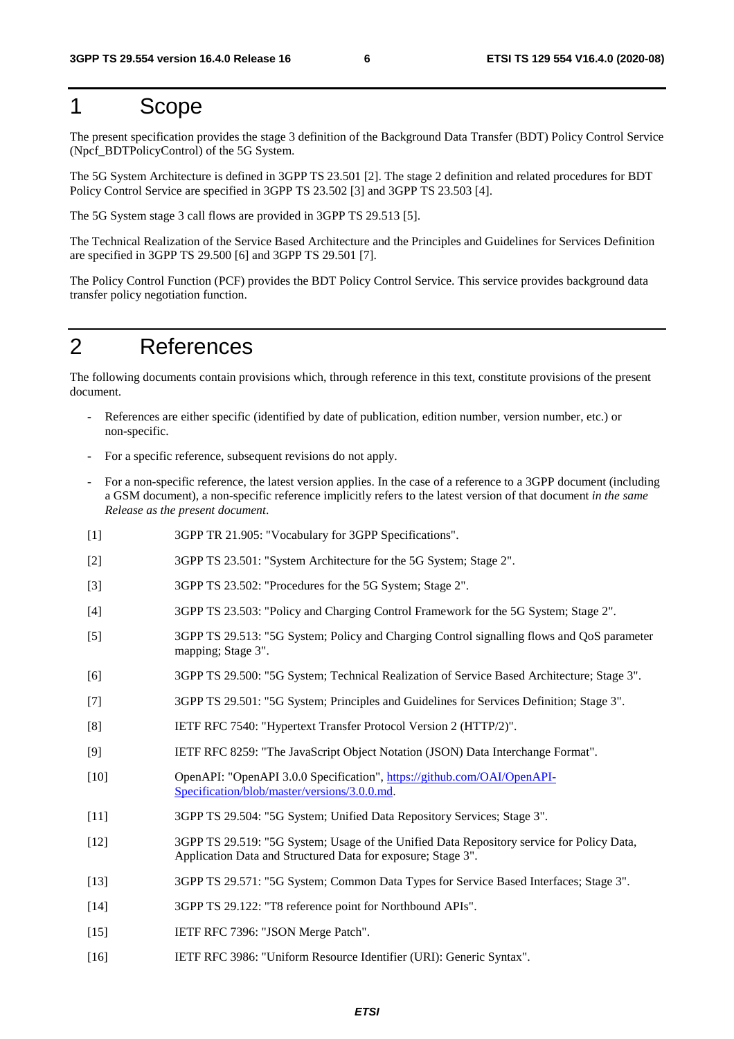# 1 Scope

The present specification provides the stage 3 definition of the Background Data Transfer (BDT) Policy Control Service (Npcf_BDTPolicyControl) of the 5G System.

The 5G System Architecture is defined in 3GPP TS 23.501 [2]. The stage 2 definition and related procedures for BDT Policy Control Service are specified in 3GPP TS 23.502 [3] and 3GPP TS 23.503 [4].

The 5G System stage 3 call flows are provided in 3GPP TS 29.513 [5].

The Technical Realization of the Service Based Architecture and the Principles and Guidelines for Services Definition are specified in 3GPP TS 29.500 [6] and 3GPP TS 29.501 [7].

The Policy Control Function (PCF) provides the BDT Policy Control Service. This service provides background data transfer policy negotiation function.

# 2 References

The following documents contain provisions which, through reference in this text, constitute provisions of the present document.

- References are either specific (identified by date of publication, edition number, version number, etc.) or non-specific.
- For a specific reference, subsequent revisions do not apply.
- For a non-specific reference, the latest version applies. In the case of a reference to a 3GPP document (including a GSM document), a non-specific reference implicitly refers to the latest version of that document *in the same Release as the present document*.

[1] 3GPP TR 21.905: "Vocabulary for 3GPP Specifications".

[2] 3GPP TS 23.501: "System Architecture for the 5G System; Stage 2".

[3] 3GPP TS 23.502: "Procedures for the 5G System; Stage 2".

[4] 3GPP TS 23.503: "Policy and Charging Control Framework for the 5G System; Stage 2".

[5] 3GPP TS 29.513: "5G System; Policy and Charging Control signalling flows and QoS parameter mapping; Stage 3".

[6] 3GPP TS 29.500: "5G System; Technical Realization of Service Based Architecture; Stage 3".

[7] 3GPP TS 29.501: "5G System; Principles and Guidelines for Services Definition; Stage 3".

[8] IETF RFC 7540: "Hypertext Transfer Protocol Version 2 (HTTP/2)".

[9] IETF RFC 8259: "The JavaScript Object Notation (JSON) Data Interchange Format".

[10] OpenAPI: "OpenAPI 3.0.0 Specification", https://github.com/OAI/OpenAPI-Specification/blob/master/versions/3.0.0.md.

[11] 3GPP TS 29.504: "5G System; Unified Data Repository Services; Stage 3".

[12] 3GPP TS 29.519: "5G System; Usage of the Unified Data Repository service for Policy Data, Application Data and Structured Data for exposure; Stage 3".

[13] 3GPP TS 29.571: "5G System; Common Data Types for Service Based Interfaces; Stage 3".

[14] 3GPP TS 29.122: "T8 reference point for Northbound APIs".

[15] IETF RFC 7396: "JSON Merge Patch".

[16] IETF RFC 3986: "Uniform Resource Identifier (URI): Generic Syntax".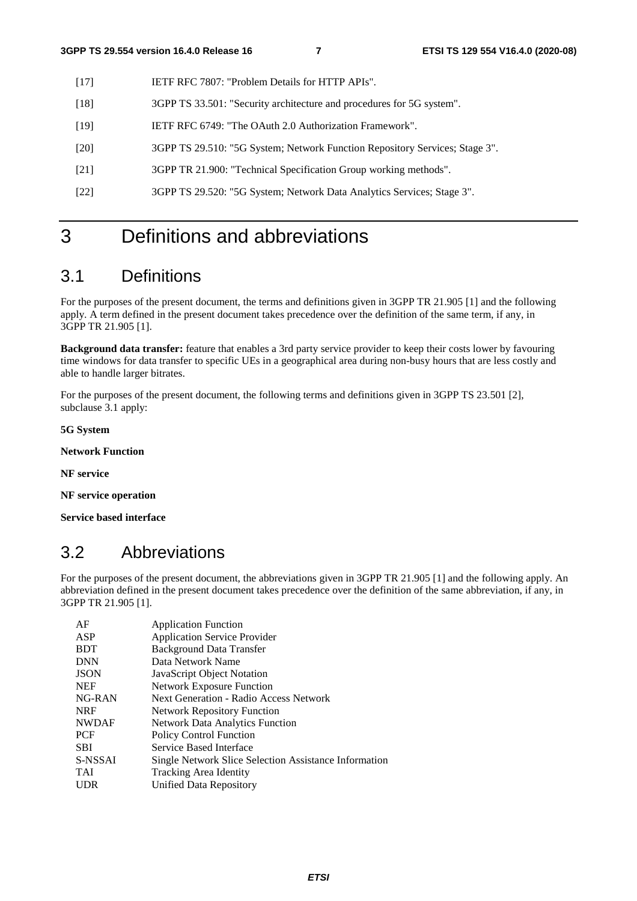[17] IETF RFC 7807: "Problem Details for HTTP APIs".

[18] 3GPP TS 33.501: "Security architecture and procedures for 5G system".

[19] IETF RFC 6749: "The OAuth 2.0 Authorization Framework".

[20] 3GPP TS 29.510: "5G System; Network Function Repository Services; Stage 3".

[21] 3GPP TR 21.900: "Technical Specification Group working methods".

[22] 3GPP TS 29.520: "5G System; Network Data Analytics Services; Stage 3".

# 3 Definitions and abbreviations

## 3.1 Definitions

For the purposes of the present document, the terms and definitions given in 3GPP TR 21.905 [1] and the following apply. A term defined in the present document takes precedence over the definition of the same term, if any, in 3GPP TR 21.905 [1].

**Background data transfer:** feature that enables a 3rd party service provider to keep their costs lower by favouring time windows for data transfer to specific UEs in a geographical area during non-busy hours that are less costly and able to handle larger bitrates.

For the purposes of the present document, the following terms and definitions given in 3GPP TS 23.501 [2], subclause 3.1 apply:

**5G System**

**Network Function**

**NF service**

**NF service operation**

**Service based interface**

## 3.2 Abbreviations

For the purposes of the present document, the abbreviations given in 3GPP TR 21.905 [1] and the following apply. An abbreviation defined in the present document takes precedence over the definition of the same abbreviation, if any, in 3GPP TR 21.905 [1].

AF Application Function
ASP Application Service Provider
BDT Background Data Transfer
DNN Data Network Name
JSON JavaScript Object Notation
NEF Network Exposure Function
NG-RAN Next Generation - Radio Access Network
NRF Network Repository Function
NWDAF Network Data Analytics Function
PCF Policy Control Function
SBI Service Based Interface
S-NSSAI Single Network Slice Selection Assistance Information
TAI Tracking Area Identity
UDR Unified Data Repository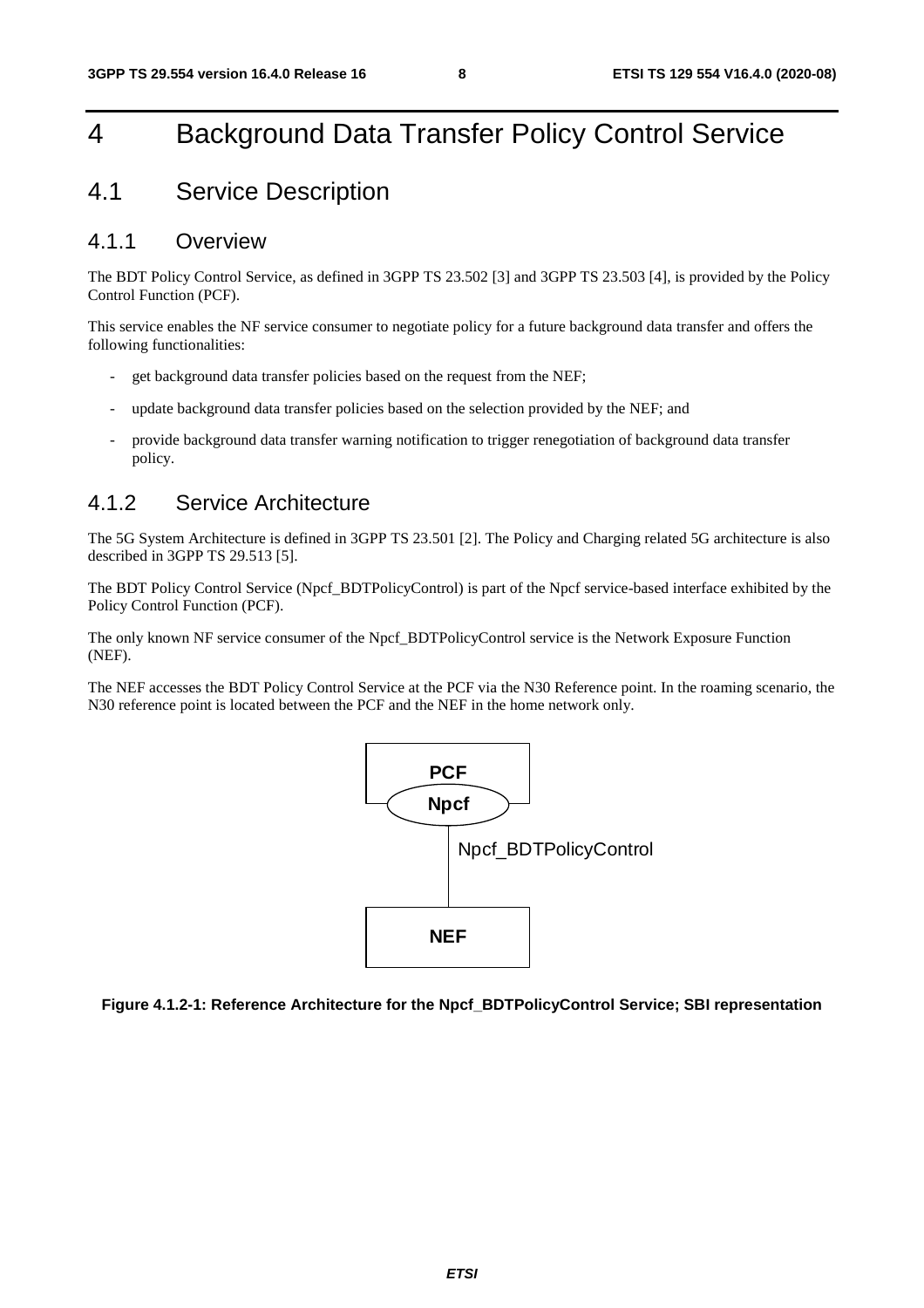# 4 Background Data Transfer Policy Control Service

## 4.1 Service Description

### 4.1.1 Overview

The BDT Policy Control Service, as defined in 3GPP TS 23.502 [3] and 3GPP TS 23.503 [4], is provided by the Policy Control Function (PCF).

This service enables the NF service consumer to negotiate policy for a future background data transfer and offers the following functionalities:

- get background data transfer policies based on the request from the NEF;
- update background data transfer policies based on the selection provided by the NEF; and
- provide background data transfer warning notification to trigger renegotiation of background data transfer policy.

### 4.1.2 Service Architecture

The 5G System Architecture is defined in 3GPP TS 23.501 [2]. The Policy and Charging related 5G architecture is also described in 3GPP TS 29.513 [5].

The BDT Policy Control Service (Npcf_BDTPolicyControl) is part of the Npcf service-based interface exhibited by the Policy Control Function (PCF).

The only known NF service consumer of the Npcf_BDTPolicyControl service is the Network Exposure Function (NEF).

The NEF accesses the BDT Policy Control Service at the PCF via the N30 Reference point. In the roaming scenario, the N30 reference point is located between the PCF and the NEF in the home network only.

PCF

Npcf

Npcf_BDTPolicyControl

NEF

**Figure 4.1.2-1: Reference Architecture for the Npcf_BDTPolicyControl Service; SBI representation**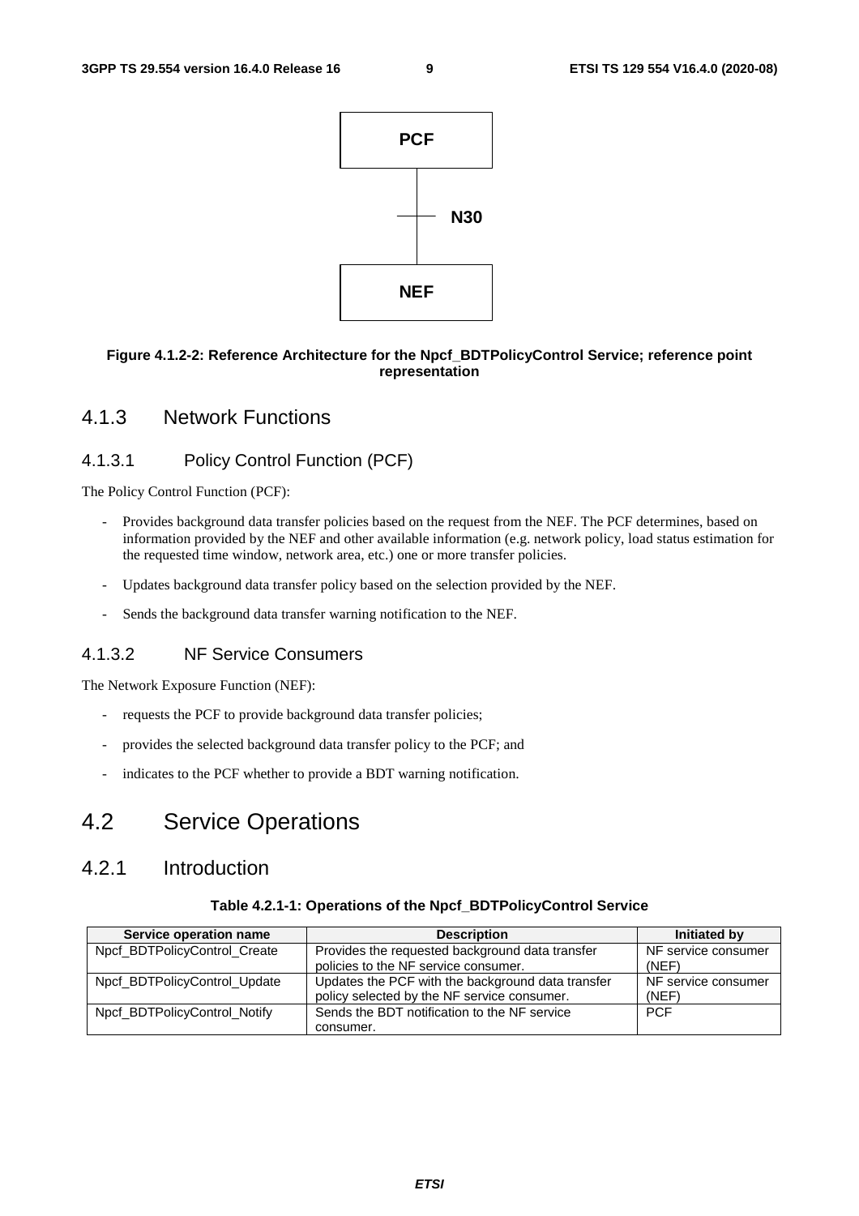PCF

N30

NEF

**Figure 4.1.2-2: Reference Architecture for the Npcf_BDTPolicyControl Service; reference point representation**

### 4.1.3 Network Functions

#### 4.1.3.1 Policy Control Function (PCF)

The Policy Control Function (PCF):

- Provides background data transfer policies based on the request from the NEF. The PCF determines, based on information provided by the NEF and other available information (e.g. network policy, load status estimation for the requested time window, network area, etc.) one or more transfer policies.
- Updates background data transfer policy based on the selection provided by the NEF.
- Sends the background data transfer warning notification to the NEF.

#### 4.1.3.2 NF Service Consumers

The Network Exposure Function (NEF):

- requests the PCF to provide background data transfer policies;
- provides the selected background data transfer policy to the PCF; and
- indicates to the PCF whether to provide a BDT warning notification.

## 4.2 Service Operations

### 4.2.1 Introduction

**Table 4.2.1-1: Operations of the Npcf_BDTPolicyControl Service**

| Service operation name | Description | Initiated by |
|---|---|---|
| Npcf_BDTPolicyControl_Create | Provides the requested background data transfer policies to the NF service consumer. | NF service consumer (NEF) |
| Npcf_BDTPolicyControl_Update | Updates the PCF with the background data transfer policy selected by the NF service consumer. | NF service consumer (NEF) |
| Npcf_BDTPolicyControl_Notify | Sends the BDT notification to the NF service consumer. | PCF |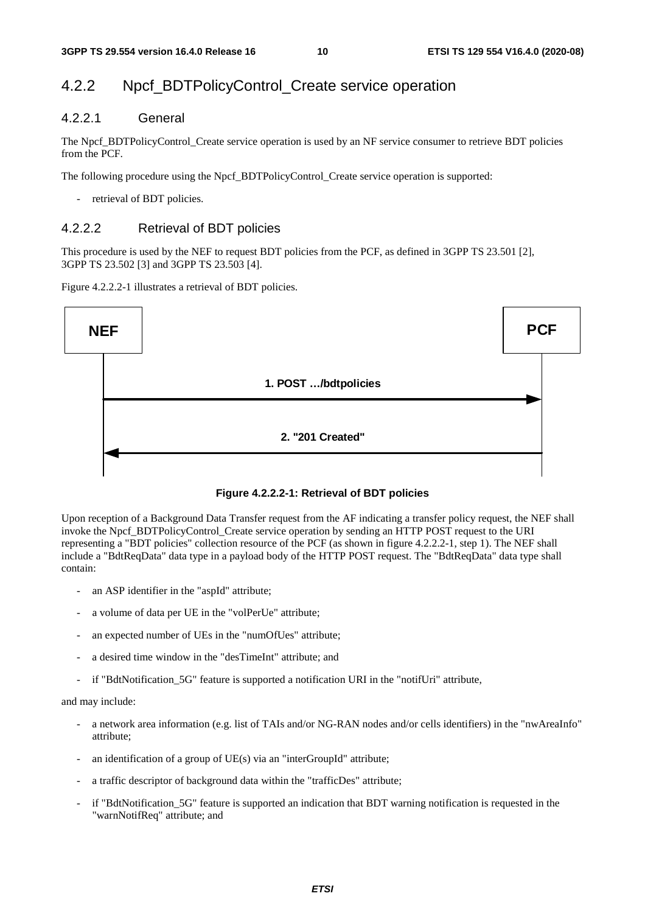## 4.2.2 Npcf_BDTPolicyControl_Create service operation

### 4.2.2.1 General

The Npcf_BDTPolicyControl_Create service operation is used by an NF service consumer to retrieve BDT policies from the PCF.

The following procedure using the Npcf_BDTPolicyControl_Create service operation is supported:

- retrieval of BDT policies.

### 4.2.2.2 Retrieval of BDT policies

This procedure is used by the NEF to request BDT policies from the PCF, as defined in 3GPP TS 23.501 [2], 3GPP TS 23.502 [3] and 3GPP TS 23.503 [4].

Figure 4.2.2.2-1 illustrates a retrieval of BDT policies.

NEF → PCF: 1. POST …/bdtpolicies

PCF → NEF: 2. "201 Created"

**Figure 4.2.2.2-1: Retrieval of BDT policies**

Upon reception of a Background Data Transfer request from the AF indicating a transfer policy request, the NEF shall invoke the Npcf_BDTPolicyControl_Create service operation by sending an HTTP POST request to the URI representing a "BDT policies" collection resource of the PCF (as shown in figure 4.2.2.2-1, step 1). The NEF shall include a "BdtReqData" data type in a payload body of the HTTP POST request. The "BdtReqData" data type shall contain:

- an ASP identifier in the "aspId" attribute;
- a volume of data per UE in the "volPerUe" attribute;
- an expected number of UEs in the "numOfUes" attribute;
- a desired time window in the "desTimeInt" attribute; and
- if "BdtNotification_5G" feature is supported a notification URI in the "notifUri" attribute,

and may include:

- a network area information (e.g. list of TAIs and/or NG-RAN nodes and/or cells identifiers) in the "nwAreaInfo" attribute;
- an identification of a group of UE(s) via an "interGroupId" attribute;
- a traffic descriptor of background data within the "trafficDes" attribute;
- if "BdtNotification_5G" feature is supported an indication that BDT warning notification is requested in the "warnNotifReq" attribute; and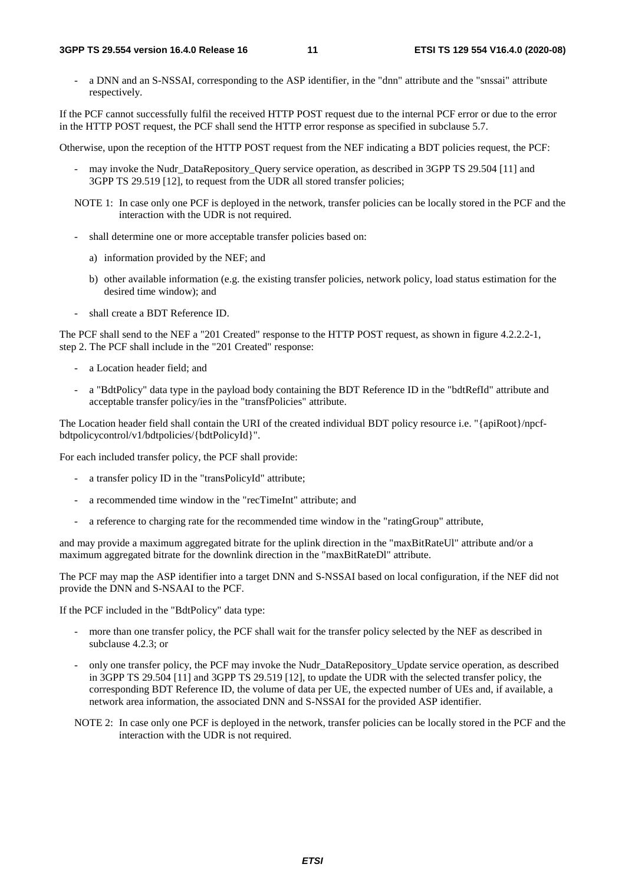- a DNN and an S-NSSAI, corresponding to the ASP identifier, in the "dnn" attribute and the "snssai" attribute respectively.

If the PCF cannot successfully fulfil the received HTTP POST request due to the internal PCF error or due to the error in the HTTP POST request, the PCF shall send the HTTP error response as specified in subclause 5.7.

Otherwise, upon the reception of the HTTP POST request from the NEF indicating a BDT policies request, the PCF:

- may invoke the Nudr_DataRepository_Query service operation, as described in 3GPP TS 29.504 [11] and 3GPP TS 29.519 [12], to request from the UDR all stored transfer policies;

NOTE 1: In case only one PCF is deployed in the network, transfer policies can be locally stored in the PCF and the interaction with the UDR is not required.

- shall determine one or more acceptable transfer policies based on:
  - a) information provided by the NEF; and
  - b) other available information (e.g. the existing transfer policies, network policy, load status estimation for the desired time window); and
- shall create a BDT Reference ID.

The PCF shall send to the NEF a "201 Created" response to the HTTP POST request, as shown in figure 4.2.2.2-1, step 2. The PCF shall include in the "201 Created" response:

- a Location header field; and
- a "BdtPolicy" data type in the payload body containing the BDT Reference ID in the "bdtRefId" attribute and acceptable transfer policy/ies in the "transfPolicies" attribute.

The Location header field shall contain the URI of the created individual BDT policy resource i.e. "{apiRoot}/npcf-bdtpolicycontrol/v1/bdtpolicies/{bdtPolicyId}".

For each included transfer policy, the PCF shall provide:

- a transfer policy ID in the "transPolicyId" attribute;
- a recommended time window in the "recTimeInt" attribute; and
- a reference to charging rate for the recommended time window in the "ratingGroup" attribute,

and may provide a maximum aggregated bitrate for the uplink direction in the "maxBitRateUl" attribute and/or a maximum aggregated bitrate for the downlink direction in the "maxBitRateDl" attribute.

The PCF may map the ASP identifier into a target DNN and S-NSSAI based on local configuration, if the NEF did not provide the DNN and S-NSAAI to the PCF.

If the PCF included in the "BdtPolicy" data type:

- more than one transfer policy, the PCF shall wait for the transfer policy selected by the NEF as described in subclause 4.2.3; or
- only one transfer policy, the PCF may invoke the Nudr_DataRepository_Update service operation, as described in 3GPP TS 29.504 [11] and 3GPP TS 29.519 [12], to update the UDR with the selected transfer policy, the corresponding BDT Reference ID, the volume of data per UE, the expected number of UEs and, if available, a network area information, the associated DNN and S-NSSAI for the provided ASP identifier.

NOTE 2: In case only one PCF is deployed in the network, transfer policies can be locally stored in the PCF and the interaction with the UDR is not required.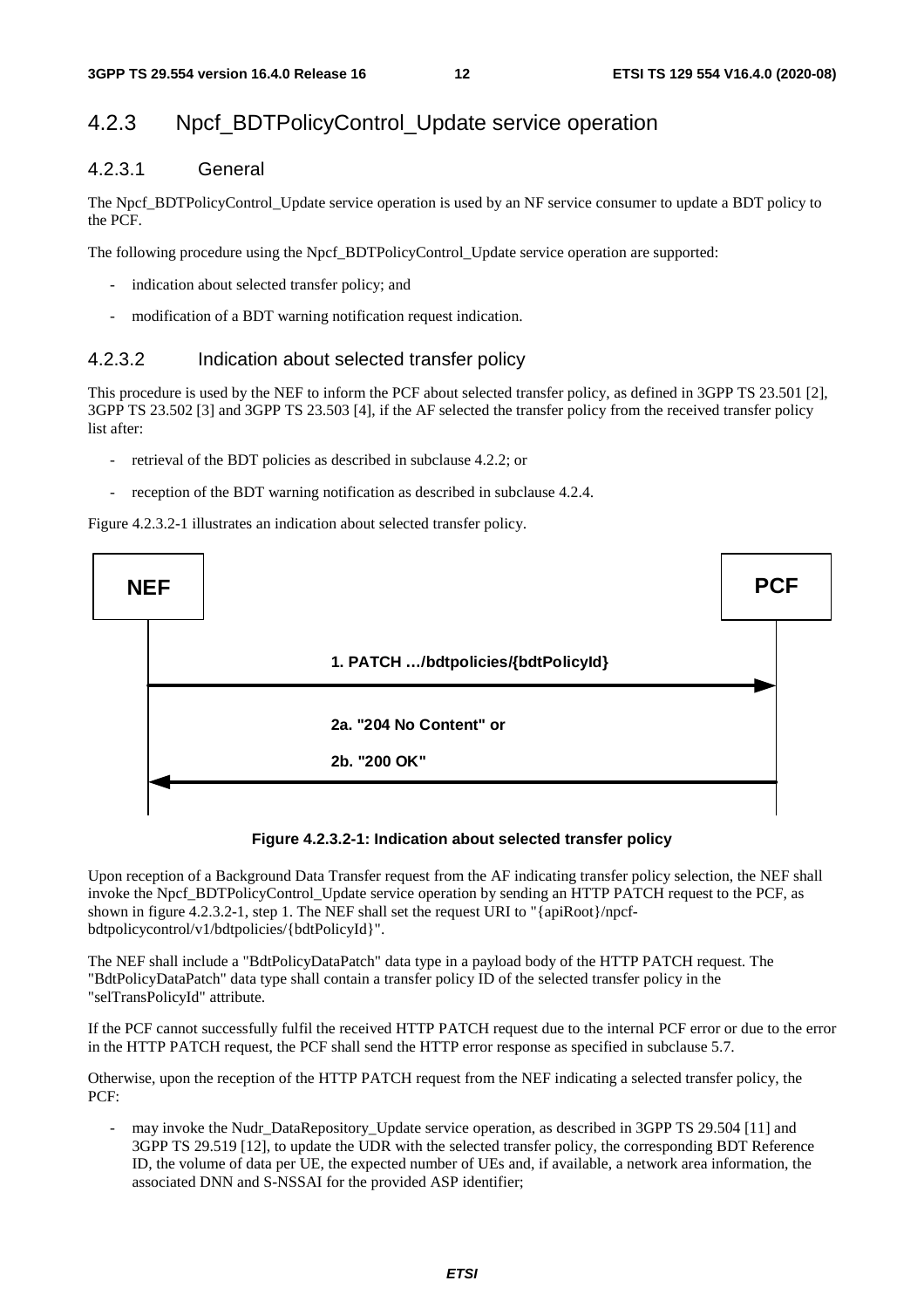## 4.2.3 Npcf_BDTPolicyControl_Update service operation

### 4.2.3.1 General

The Npcf_BDTPolicyControl_Update service operation is used by an NF service consumer to update a BDT policy to the PCF.

The following procedure using the Npcf_BDTPolicyControl_Update service operation are supported:

- indication about selected transfer policy; and
- modification of a BDT warning notification request indication.

### 4.2.3.2 Indication about selected transfer policy

This procedure is used by the NEF to inform the PCF about selected transfer policy, as defined in 3GPP TS 23.501 [2], 3GPP TS 23.502 [3] and 3GPP TS 23.503 [4], if the AF selected the transfer policy from the received transfer policy list after:

- retrieval of the BDT policies as described in subclause 4.2.2; or
- reception of the BDT warning notification as described in subclause 4.2.4.

Figure 4.2.3.2-1 illustrates an indication about selected transfer policy.

NEF → PCF: 1. PATCH …/bdtpolicies/{bdtPolicyId}

PCF → NEF: 2a. "204 No Content" or 2b. "200 OK"

**Figure 4.2.3.2-1: Indication about selected transfer policy**

Upon reception of a Background Data Transfer request from the AF indicating transfer policy selection, the NEF shall invoke the Npcf_BDTPolicyControl_Update service operation by sending an HTTP PATCH request to the PCF, as shown in figure 4.2.3.2-1, step 1. The NEF shall set the request URI to "{apiRoot}/npcf-bdtpolicycontrol/v1/bdtpolicies/{bdtPolicyId}".

The NEF shall include a "BdtPolicyDataPatch" data type in a payload body of the HTTP PATCH request. The "BdtPolicyDataPatch" data type shall contain a transfer policy ID of the selected transfer policy in the "selTransPolicyId" attribute.

If the PCF cannot successfully fulfil the received HTTP PATCH request due to the internal PCF error or due to the error in the HTTP PATCH request, the PCF shall send the HTTP error response as specified in subclause 5.7.

Otherwise, upon the reception of the HTTP PATCH request from the NEF indicating a selected transfer policy, the PCF:

- may invoke the Nudr_DataRepository_Update service operation, as described in 3GPP TS 29.504 [11] and 3GPP TS 29.519 [12], to update the UDR with the selected transfer policy, the corresponding BDT Reference ID, the volume of data per UE, the expected number of UEs and, if available, a network area information, the associated DNN and S-NSSAI for the provided ASP identifier;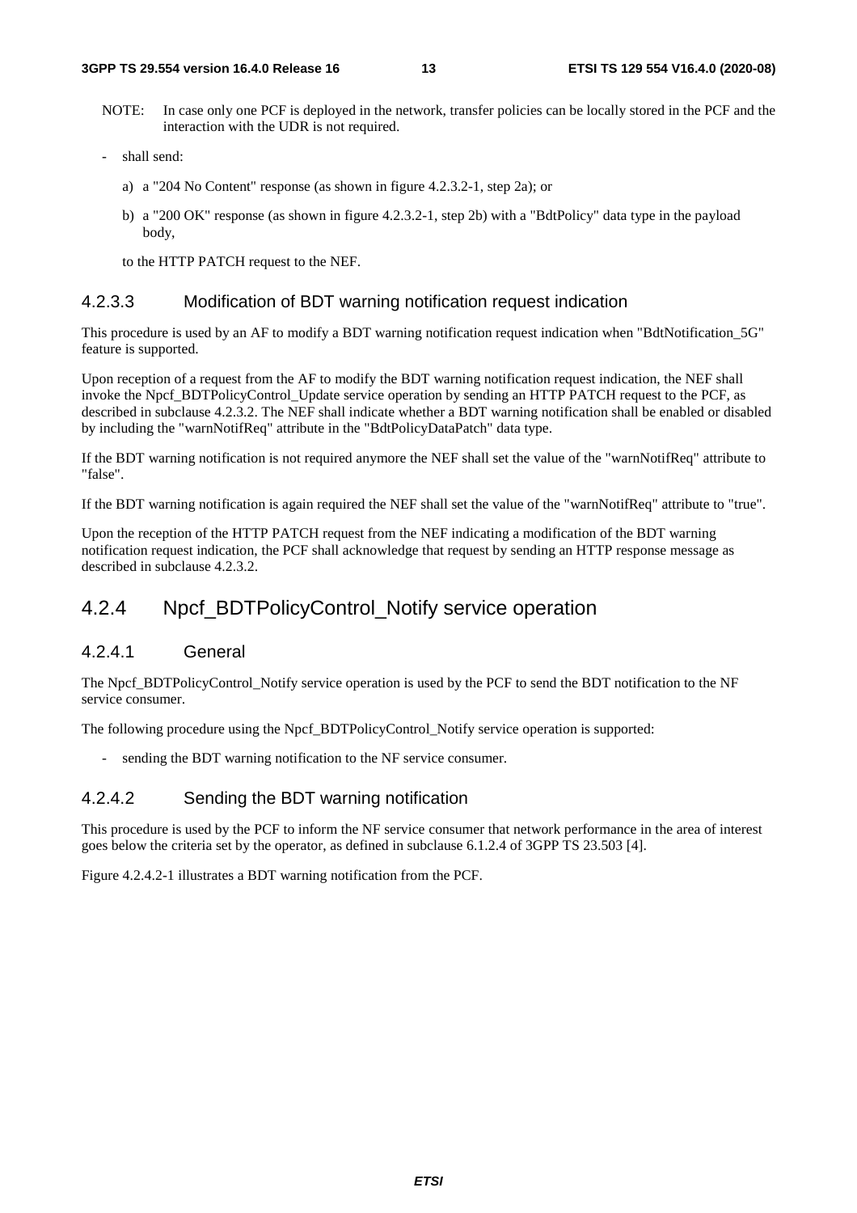NOTE: In case only one PCF is deployed in the network, transfer policies can be locally stored in the PCF and the interaction with the UDR is not required.

- shall send:
  a) a "204 No Content" response (as shown in figure 4.2.3.2-1, step 2a); or
  b) a "200 OK" response (as shown in figure 4.2.3.2-1, step 2b) with a "BdtPolicy" data type in the payload body,

  to the HTTP PATCH request to the NEF.

#### 4.2.3.3 Modification of BDT warning notification request indication

This procedure is used by an AF to modify a BDT warning notification request indication when "BdtNotification_5G" feature is supported.

Upon reception of a request from the AF to modify the BDT warning notification request indication, the NEF shall invoke the Npcf_BDTPolicyControl_Update service operation by sending an HTTP PATCH request to the PCF, as described in subclause 4.2.3.2. The NEF shall indicate whether a BDT warning notification shall be enabled or disabled by including the "warnNotifReq" attribute in the "BdtPolicyDataPatch" data type.

If the BDT warning notification is not required anymore the NEF shall set the value of the "warnNotifReq" attribute to "false".

If the BDT warning notification is again required the NEF shall set the value of the "warnNotifReq" attribute to "true".

Upon the reception of the HTTP PATCH request from the NEF indicating a modification of the BDT warning notification request indication, the PCF shall acknowledge that request by sending an HTTP response message as described in subclause 4.2.3.2.

### 4.2.4 Npcf_BDTPolicyControl_Notify service operation

#### 4.2.4.1 General

The Npcf_BDTPolicyControl_Notify service operation is used by the PCF to send the BDT notification to the NF service consumer.

The following procedure using the Npcf_BDTPolicyControl_Notify service operation is supported:

- sending the BDT warning notification to the NF service consumer.

#### 4.2.4.2 Sending the BDT warning notification

This procedure is used by the PCF to inform the NF service consumer that network performance in the area of interest goes below the criteria set by the operator, as defined in subclause 6.1.2.4 of 3GPP TS 23.503 [4].

Figure 4.2.4.2-1 illustrates a BDT warning notification from the PCF.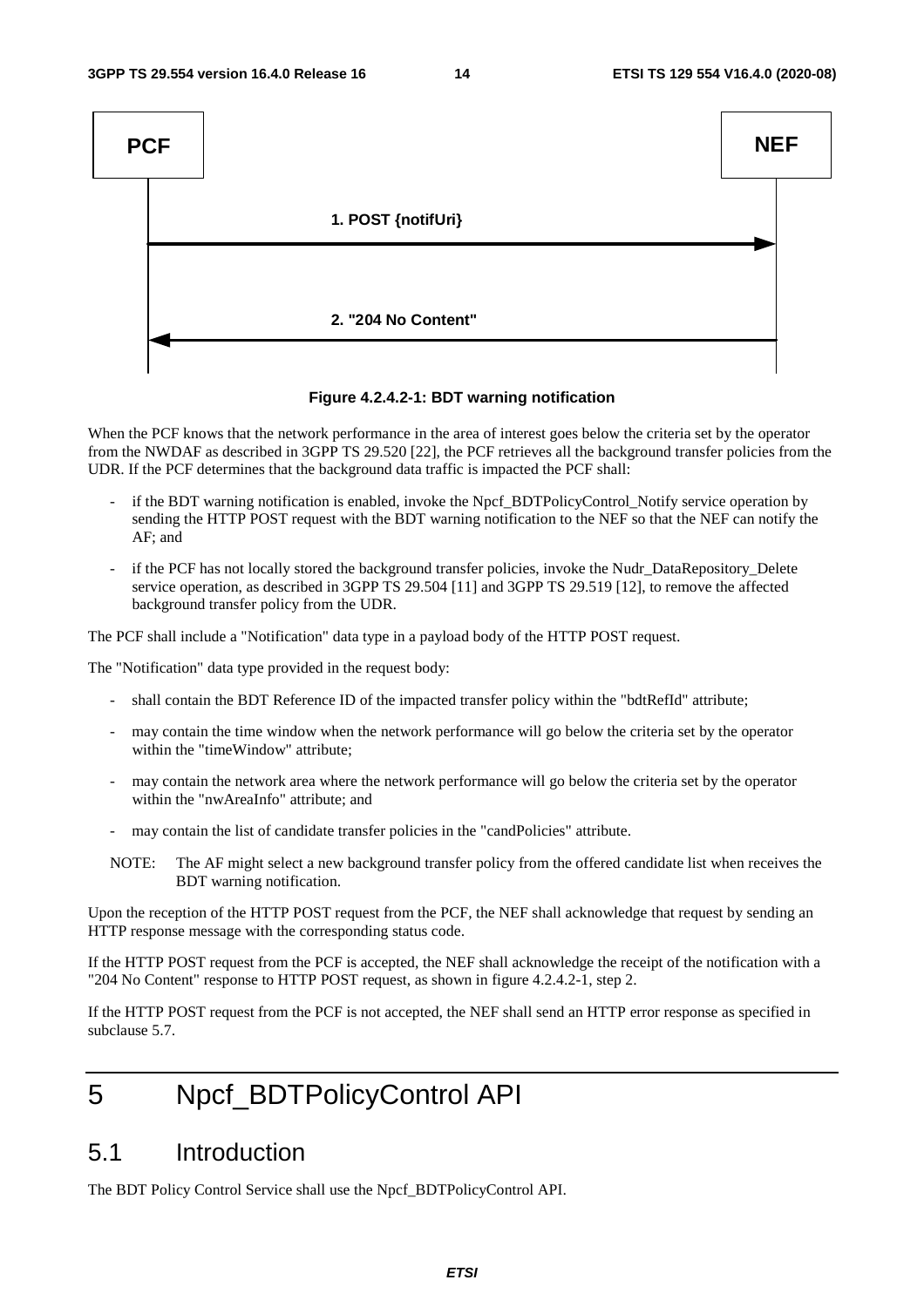PCF NEF

1. POST {notifUri}

2. "204 No Content"

**Figure 4.2.4.2-1: BDT warning notification**

When the PCF knows that the network performance in the area of interest goes below the criteria set by the operator from the NWDAF as described in 3GPP TS 29.520 [22], the PCF retrieves all the background transfer policies from the UDR. If the PCF determines that the background data traffic is impacted the PCF shall:

- if the BDT warning notification is enabled, invoke the Npcf_BDTPolicyControl_Notify service operation by sending the HTTP POST request with the BDT warning notification to the NEF so that the NEF can notify the AF; and
- if the PCF has not locally stored the background transfer policies, invoke the Nudr_DataRepository_Delete service operation, as described in 3GPP TS 29.504 [11] and 3GPP TS 29.519 [12], to remove the affected background transfer policy from the UDR.

The PCF shall include a "Notification" data type in a payload body of the HTTP POST request.

The "Notification" data type provided in the request body:

- shall contain the BDT Reference ID of the impacted transfer policy within the "bdtRefId" attribute;
- may contain the time window when the network performance will go below the criteria set by the operator within the "timeWindow" attribute;
- may contain the network area where the network performance will go below the criteria set by the operator within the "nwAreaInfo" attribute; and
- may contain the list of candidate transfer policies in the "candPolicies" attribute.

NOTE: The AF might select a new background transfer policy from the offered candidate list when receives the BDT warning notification.

Upon the reception of the HTTP POST request from the PCF, the NEF shall acknowledge that request by sending an HTTP response message with the corresponding status code.

If the HTTP POST request from the PCF is accepted, the NEF shall acknowledge the receipt of the notification with a "204 No Content" response to HTTP POST request, as shown in figure 4.2.4.2-1, step 2.

If the HTTP POST request from the PCF is not accepted, the NEF shall send an HTTP error response as specified in subclause 5.7.

# 5 Npcf_BDTPolicyControl API

## 5.1 Introduction

The BDT Policy Control Service shall use the Npcf_BDTPolicyControl API.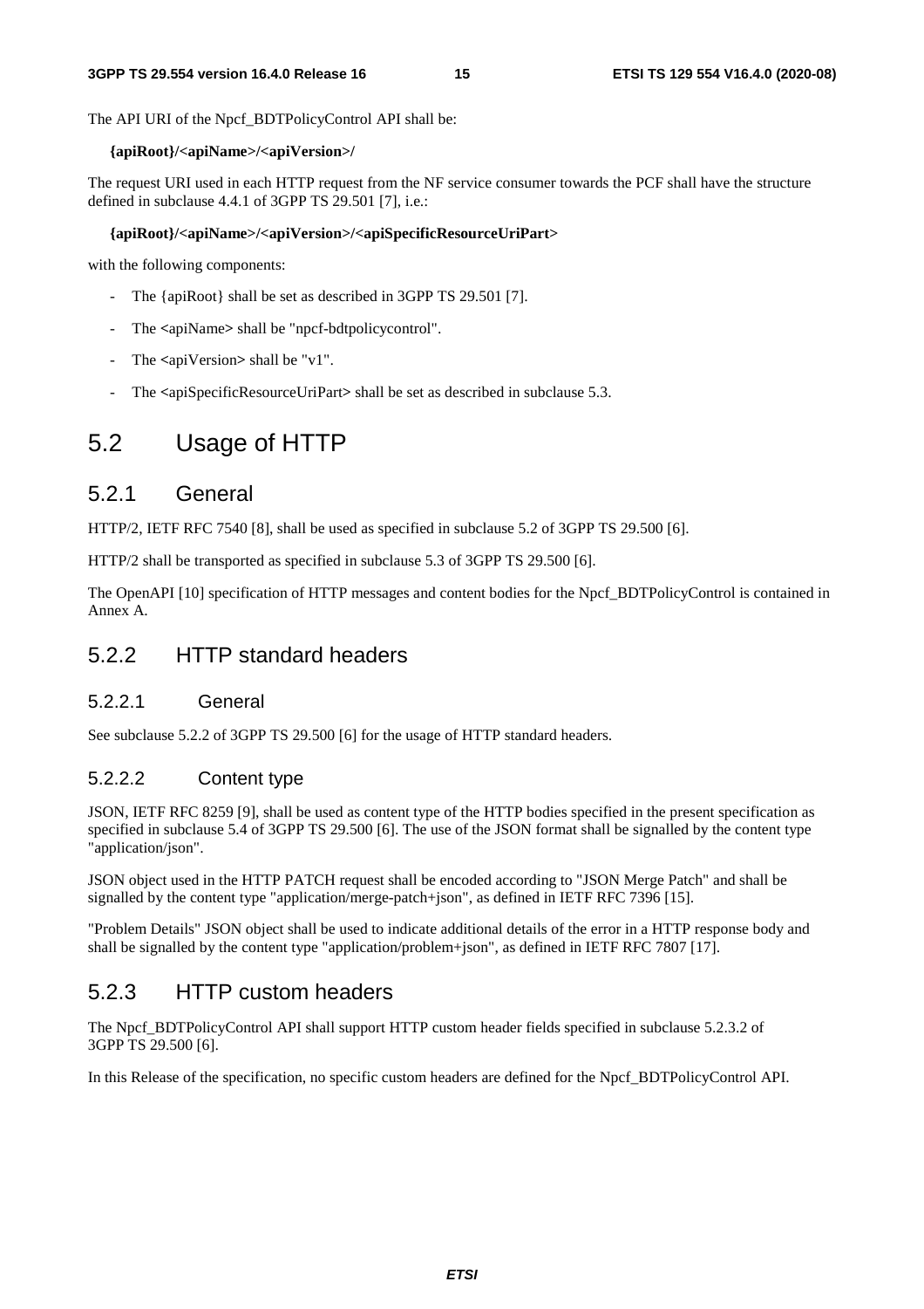The API URI of the Npcf_BDTPolicyControl API shall be:

**{apiRoot}/<apiName>/<apiVersion>/**

The request URI used in each HTTP request from the NF service consumer towards the PCF shall have the structure defined in subclause 4.4.1 of 3GPP TS 29.501 [7], i.e.:

**{apiRoot}/<apiName>/<apiVersion>/<apiSpecificResourceUriPart>**

with the following components:

- The {apiRoot} shall be set as described in 3GPP TS 29.501 [7].
- The <apiName> shall be "npcf-bdtpolicycontrol".
- The <apiVersion> shall be "v1".
- The <apiSpecificResourceUriPart> shall be set as described in subclause 5.3.

## 5.2 Usage of HTTP

### 5.2.1 General

HTTP/2, IETF RFC 7540 [8], shall be used as specified in subclause 5.2 of 3GPP TS 29.500 [6].

HTTP/2 shall be transported as specified in subclause 5.3 of 3GPP TS 29.500 [6].

The OpenAPI [10] specification of HTTP messages and content bodies for the Npcf_BDTPolicyControl is contained in Annex A.

### 5.2.2 HTTP standard headers

#### 5.2.2.1 General

See subclause 5.2.2 of 3GPP TS 29.500 [6] for the usage of HTTP standard headers.

#### 5.2.2.2 Content type

JSON, IETF RFC 8259 [9], shall be used as content type of the HTTP bodies specified in the present specification as specified in subclause 5.4 of 3GPP TS 29.500 [6]. The use of the JSON format shall be signalled by the content type "application/json".

JSON object used in the HTTP PATCH request shall be encoded according to "JSON Merge Patch" and shall be signalled by the content type "application/merge-patch+json", as defined in IETF RFC 7396 [15].

"Problem Details" JSON object shall be used to indicate additional details of the error in a HTTP response body and shall be signalled by the content type "application/problem+json", as defined in IETF RFC 7807 [17].

### 5.2.3 HTTP custom headers

The Npcf_BDTPolicyControl API shall support HTTP custom header fields specified in subclause 5.2.3.2 of 3GPP TS 29.500 [6].

In this Release of the specification, no specific custom headers are defined for the Npcf_BDTPolicyControl API.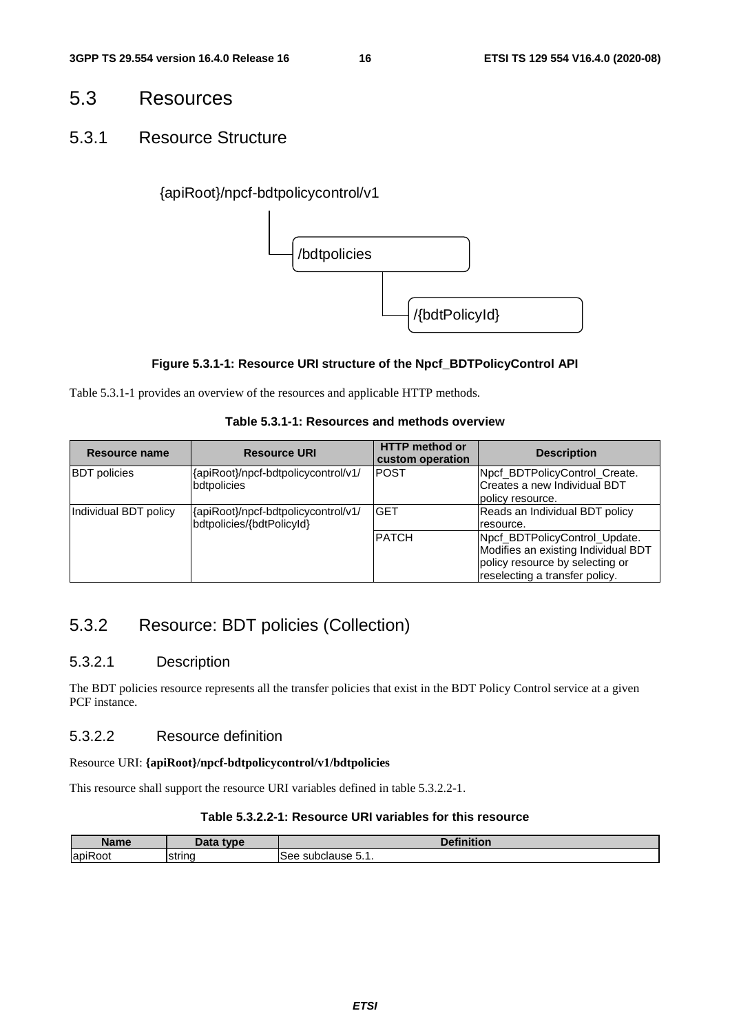## 5.3 Resources

### 5.3.1 Resource Structure

{apiRoot}/npcf-bdtpolicycontrol/v1

/bdtpolicies

/{bdtPolicyId}

**Figure 5.3.1-1: Resource URI structure of the Npcf_BDTPolicyControl API**

Table 5.3.1-1 provides an overview of the resources and applicable HTTP methods.

**Table 5.3.1-1: Resources and methods overview**

| Resource name | Resource URI | HTTP method or custom operation | Description |
| --- | --- | --- | --- |
| BDT policies | {apiRoot}/npcf-bdtpolicycontrol/v1/bdtpolicies | POST | Npcf_BDTPolicyControl_Create. Creates a new Individual BDT policy resource. |
| Individual BDT policy | {apiRoot}/npcf-bdtpolicycontrol/v1/bdtpolicies/{bdtPolicyId} | GET | Reads an Individual BDT policy resource. |
| | | PATCH | Npcf_BDTPolicyControl_Update. Modifies an existing Individual BDT policy resource by selecting or reselecting a transfer policy. |

### 5.3.2 Resource: BDT policies (Collection)

#### 5.3.2.1 Description

The BDT policies resource represents all the transfer policies that exist in the BDT Policy Control service at a given PCF instance.

#### 5.3.2.2 Resource definition

Resource URI: **{apiRoot}/npcf-bdtpolicycontrol/v1/bdtpolicies**

This resource shall support the resource URI variables defined in table 5.3.2.2-1.

**Table 5.3.2.2-1: Resource URI variables for this resource**

| Name | Data type | Definition |
| --- | --- | --- |
| apiRoot | string | See subclause 5.1. |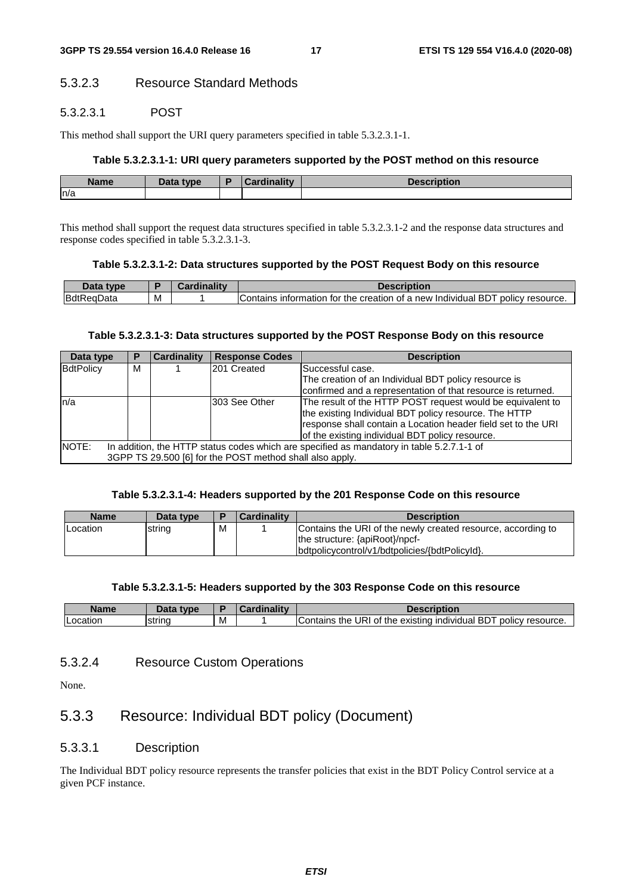#### 5.3.2.3 Resource Standard Methods

##### 5.3.2.3.1 POST

This method shall support the URI query parameters specified in table 5.3.2.3.1-1.

**Table 5.3.2.3.1-1: URI query parameters supported by the POST method on this resource**

| Name | Data type | P | Cardinality | Description |
|---|---|---|---|---|
| n/a | | | | |

This method shall support the request data structures specified in table 5.3.2.3.1-2 and the response data structures and response codes specified in table 5.3.2.3.1-3.

**Table 5.3.2.3.1-2: Data structures supported by the POST Request Body on this resource**

| Data type | P | Cardinality | Description |
|---|---|---|---|
| BdtReqData | M | 1 | Contains information for the creation of a new Individual BDT policy resource. |

**Table 5.3.2.3.1-3: Data structures supported by the POST Response Body on this resource**

| Data type | P | Cardinality | Response Codes | Description |
|---|---|---|---|---|
| BdtPolicy | M | 1 | 201 Created | Successful case.<br>The creation of an Individual BDT policy resource is confirmed and a representation of that resource is returned. |
| n/a | | | 303 See Other | The result of the HTTP POST request would be equivalent to the existing Individual BDT policy resource. The HTTP response shall contain a Location header field set to the URI of the existing individual BDT policy resource. |
| NOTE: In addition, the HTTP status codes which are specified as mandatory in table 5.2.7.1-1 of 3GPP TS 29.500 [6] for the POST method shall also apply. | | | | |

**Table 5.3.2.3.1-4: Headers supported by the 201 Response Code on this resource**

| Name | Data type | P | Cardinality | Description |
|---|---|---|---|---|
| Location | string | M | 1 | Contains the URI of the newly created resource, according to the structure: {apiRoot}/npcf-bdtpolicycontrol/v1/bdtpolicies/{bdtPolicyId}. |

**Table 5.3.2.3.1-5: Headers supported by the 303 Response Code on this resource**

| Name | Data type | P | Cardinality | Description |
|---|---|---|---|---|
| Location | string | M | 1 | Contains the URI of the existing individual BDT policy resource. |

#### 5.3.2.4 Resource Custom Operations

None.

### 5.3.3 Resource: Individual BDT policy (Document)

#### 5.3.3.1 Description

The Individual BDT policy resource represents the transfer policies that exist in the BDT Policy Control service at a given PCF instance.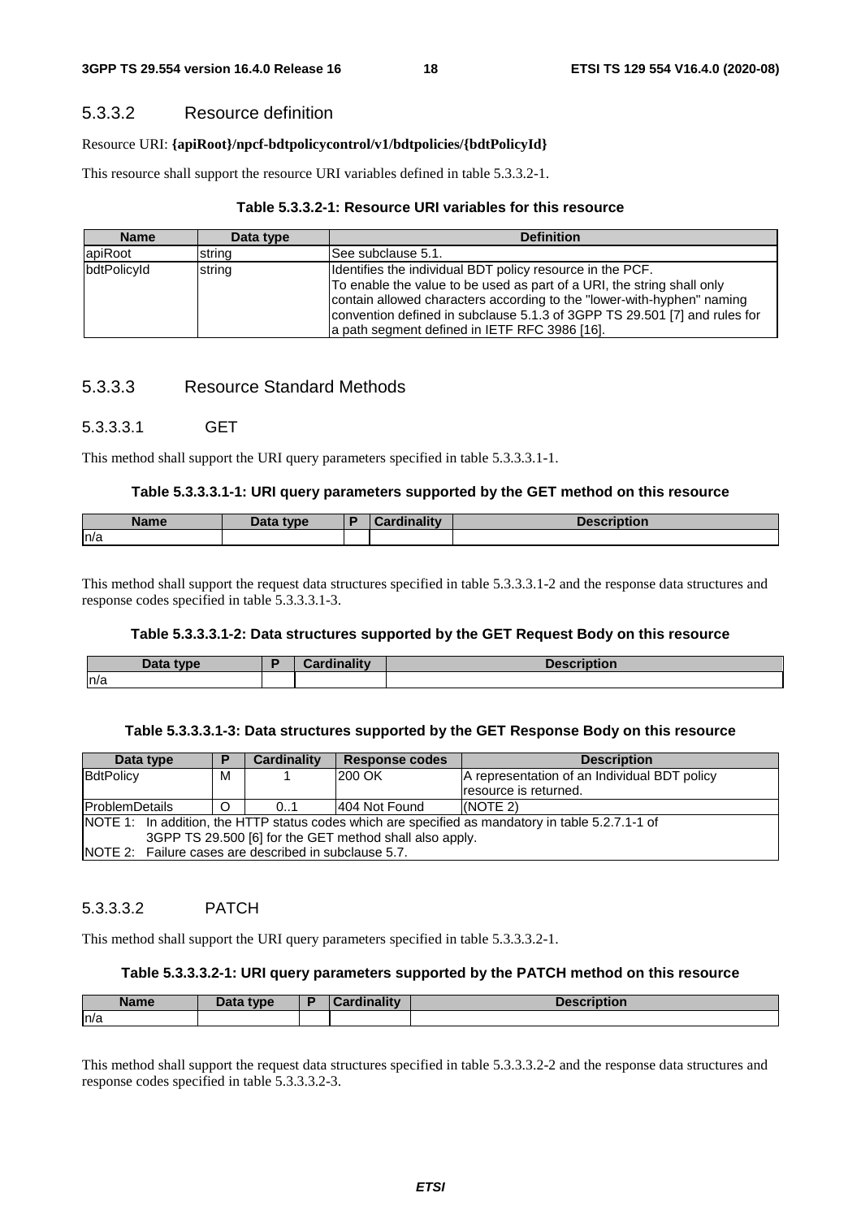### 5.3.3.2 Resource definition

Resource URI: **{apiRoot}/npcf-bdtpolicycontrol/v1/bdtpolicies/{bdtPolicyId}**

This resource shall support the resource URI variables defined in table 5.3.3.2-1.

**Table 5.3.3.2-1: Resource URI variables for this resource**

| Name | Data type | Definition |
|---|---|---|
| apiRoot | string | See subclause 5.1. |
| bdtPolicyId | string | Identifies the individual BDT policy resource in the PCF.<br>To enable the value to be used as part of a URI, the string shall only contain allowed characters according to the "lower-with-hyphen" naming convention defined in subclause 5.1.3 of 3GPP TS 29.501 [7] and rules for a path segment defined in IETF RFC 3986 [16]. |

### 5.3.3.3 Resource Standard Methods

#### 5.3.3.3.1 GET

This method shall support the URI query parameters specified in table 5.3.3.3.1-1.

**Table 5.3.3.3.1-1: URI query parameters supported by the GET method on this resource**

| Name | Data type | P | Cardinality | Description |
|---|---|---|---|---|
| n/a | | | | |

This method shall support the request data structures specified in table 5.3.3.3.1-2 and the response data structures and response codes specified in table 5.3.3.3.1-3.

**Table 5.3.3.3.1-2: Data structures supported by the GET Request Body on this resource**

| Data type | P | Cardinality | Description |
|---|---|---|---|
| n/a | | | |

**Table 5.3.3.3.1-3: Data structures supported by the GET Response Body on this resource**

| Data type | P | Cardinality | Response codes | Description |
|---|---|---|---|---|
| BdtPolicy | M | 1 | 200 OK | A representation of an Individual BDT policy resource is returned. |
| ProblemDetails | O | 0..1 | 404 Not Found | (NOTE 2) |
| NOTE 1: In addition, the HTTP status codes which are specified as mandatory in table 5.2.7.1-1 of 3GPP TS 29.500 [6] for the GET method shall also apply.<br>NOTE 2: Failure cases are described in subclause 5.7. | | | | |

#### 5.3.3.3.2 PATCH

This method shall support the URI query parameters specified in table 5.3.3.3.2-1.

**Table 5.3.3.3.2-1: URI query parameters supported by the PATCH method on this resource**

| Name | Data type | P | Cardinality | Description |
|---|---|---|---|---|
| n/a | | | | |

This method shall support the request data structures specified in table 5.3.3.3.2-2 and the response data structures and response codes specified in table 5.3.3.3.2-3.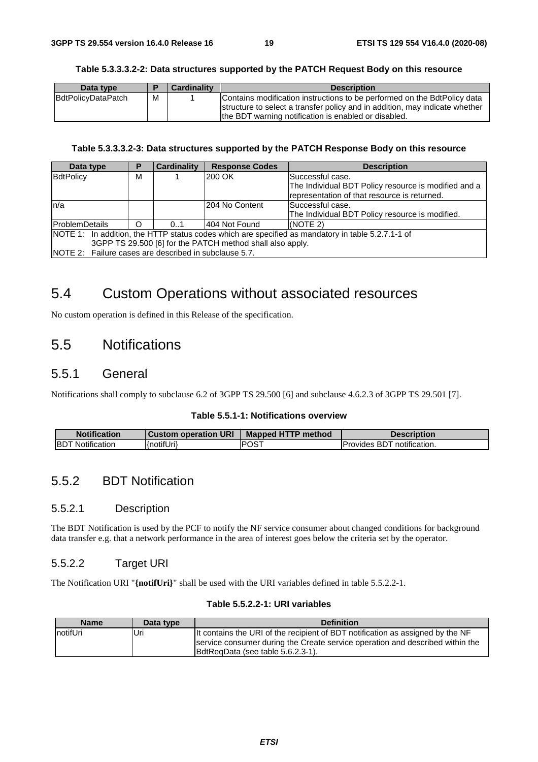**Table 5.3.3.3.2-2: Data structures supported by the PATCH Request Body on this resource**

| Data type | P | Cardinality | Description |
|---|---|---|---|
| BdtPolicyDataPatch | M | 1 | Contains modification instructions to be performed on the BdtPolicy data structure to select a transfer policy and in addition, may indicate whether the BDT warning notification is enabled or disabled. |

**Table 5.3.3.3.2-3: Data structures supported by the PATCH Response Body on this resource**

| Data type | P | Cardinality | Response Codes | Description |
|---|---|---|---|---|
| BdtPolicy | M | 1 | 200 OK | Successful case.<br>The Individual BDT Policy resource is modified and a representation of that resource is returned. |
| n/a | | | 204 No Content | Successful case.<br>The Individual BDT Policy resource is modified. |
| ProblemDetails | O | 0..1 | 404 Not Found | (NOTE 2) |
| NOTE 1: In addition, the HTTP status codes which are specified as mandatory in table 5.2.7.1-1 of 3GPP TS 29.500 [6] for the PATCH method shall also apply.<br>NOTE 2: Failure cases are described in subclause 5.7. | | | | |

# 5.4 Custom Operations without associated resources

No custom operation is defined in this Release of the specification.

# 5.5 Notifications

## 5.5.1 General

Notifications shall comply to subclause 6.2 of 3GPP TS 29.500 [6] and subclause 4.6.2.3 of 3GPP TS 29.501 [7].

**Table 5.5.1-1: Notifications overview**

| Notification | Custom operation URI | Mapped HTTP method | Description |
|---|---|---|---|
| BDT Notification | {notifUri} | POST | Provides BDT notification. |

## 5.5.2 BDT Notification

### 5.5.2.1 Description

The BDT Notification is used by the PCF to notify the NF service consumer about changed conditions for background data transfer e.g. that a network performance in the area of interest goes below the criteria set by the operator.

### 5.5.2.2 Target URI

The Notification URI "**{notifUri}**" shall be used with the URI variables defined in table 5.5.2.2-1.

**Table 5.5.2.2-1: URI variables**

| Name | Data type | Definition |
|---|---|---|
| notifUri | Uri | It contains the URI of the recipient of BDT notification as assigned by the NF service consumer during the Create service operation and described within the BdtReqData (see table 5.6.2.3-1). |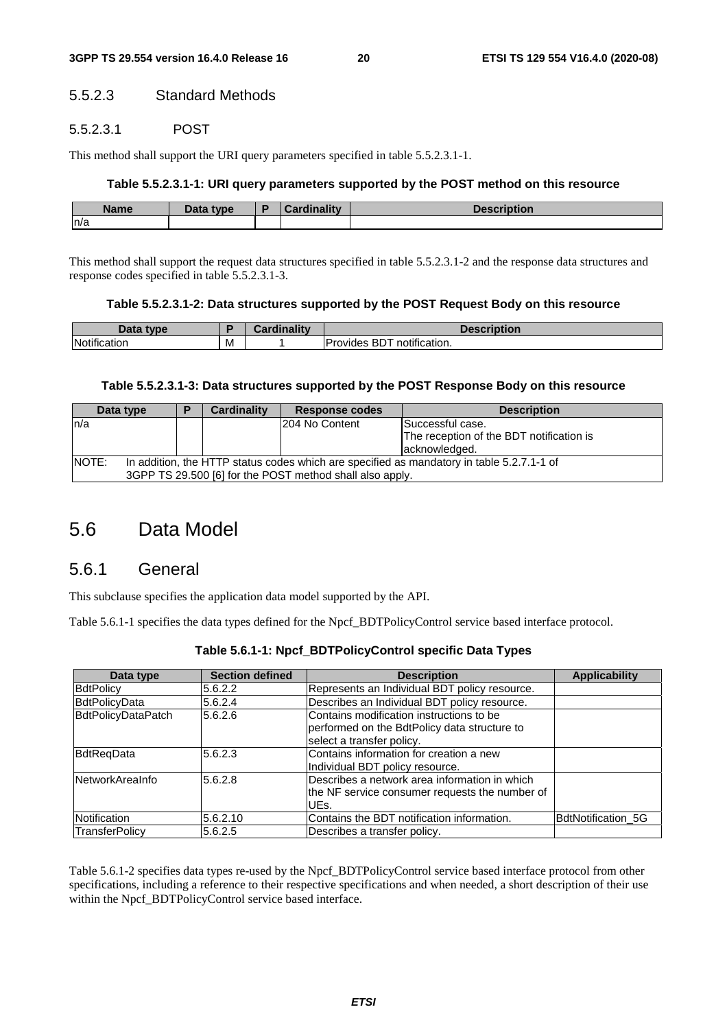#### 5.5.2.3 Standard Methods

##### 5.5.2.3.1 POST

This method shall support the URI query parameters specified in table 5.5.2.3.1-1.

**Table 5.5.2.3.1-1: URI query parameters supported by the POST method on this resource**

| Name | Data type | P | Cardinality | Description |
| --- | --- | --- | --- | --- |
| n/a | | | | |

This method shall support the request data structures specified in table 5.5.2.3.1-2 and the response data structures and response codes specified in table 5.5.2.3.1-3.

**Table 5.5.2.3.1-2: Data structures supported by the POST Request Body on this resource**

| Data type | P | Cardinality | Description |
| --- | --- | --- | --- |
| Notification | M | 1 | Provides BDT notification. |

**Table 5.5.2.3.1-3: Data structures supported by the POST Response Body on this resource**

| Data type | P | Cardinality | Response codes | Description |
| --- | --- | --- | --- | --- |
| n/a | | | 204 No Content | Successful case. The reception of the BDT notification is acknowledged. |
| NOTE: In addition, the HTTP status codes which are specified as mandatory in table 5.2.7.1-1 of 3GPP TS 29.500 [6] for the POST method shall also apply. | | | | |

## 5.6 Data Model

### 5.6.1 General

This subclause specifies the application data model supported by the API.

Table 5.6.1-1 specifies the data types defined for the Npcf_BDTPolicyControl service based interface protocol.

**Table 5.6.1-1: Npcf_BDTPolicyControl specific Data Types**

| Data type | Section defined | Description | Applicability |
| --- | --- | --- | --- |
| BdtPolicy | 5.6.2.2 | Represents an Individual BDT policy resource. | |
| BdtPolicyData | 5.6.2.4 | Describes an Individual BDT policy resource. | |
| BdtPolicyDataPatch | 5.6.2.6 | Contains modification instructions to be performed on the BdtPolicy data structure to select a transfer policy. | |
| BdtReqData | 5.6.2.3 | Contains information for creation a new Individual BDT policy resource. | |
| NetworkAreaInfo | 5.6.2.8 | Describes a network area information in which the NF service consumer requests the number of UEs. | |
| Notification | 5.6.2.10 | Contains the BDT notification information. | BdtNotification_5G |
| TransferPolicy | 5.6.2.5 | Describes a transfer policy. | |

Table 5.6.1-2 specifies data types re-used by the Npcf_BDTPolicyControl service based interface protocol from other specifications, including a reference to their respective specifications and when needed, a short description of their use within the Npcf_BDTPolicyControl service based interface.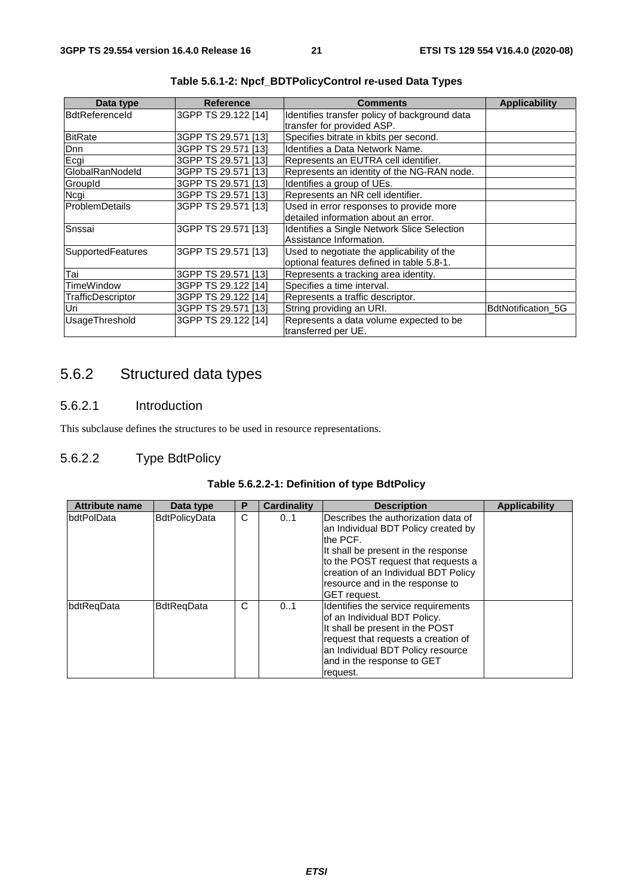**Table 5.6.1-2: Npcf_BDTPolicyControl re-used Data Types**

| Data type | Reference | Comments | Applicability |
|---|---|---|---|
| BdtReferenceId | 3GPP TS 29.122 [14] | Identifies transfer policy of background data transfer for provided ASP. | |
| BitRate | 3GPP TS 29.571 [13] | Specifies bitrate in kbits per second. | |
| Dnn | 3GPP TS 29.571 [13] | Identifies a Data Network Name. | |
| Ecgi | 3GPP TS 29.571 [13] | Represents an EUTRA cell identifier. | |
| GlobalRanNodeId | 3GPP TS 29.571 [13] | Represents an identity of the NG-RAN node. | |
| GroupId | 3GPP TS 29.571 [13] | Identifies a group of UEs. | |
| Ncgi | 3GPP TS 29.571 [13] | Represents an NR cell identifier. | |
| ProblemDetails | 3GPP TS 29.571 [13] | Used in error responses to provide more detailed information about an error. | |
| Snssai | 3GPP TS 29.571 [13] | Identifies a Single Network Slice Selection Assistance Information. | |
| SupportedFeatures | 3GPP TS 29.571 [13] | Used to negotiate the applicability of the optional features defined in table 5.8-1. | |
| Tai | 3GPP TS 29.571 [13] | Represents a tracking area identity. | |
| TimeWindow | 3GPP TS 29.122 [14] | Specifies a time interval. | |
| TrafficDescriptor | 3GPP TS 29.122 [14] | Represents a traffic descriptor. | |
| Uri | 3GPP TS 29.571 [13] | String providing an URI. | BdtNotification_5G |
| UsageThreshold | 3GPP TS 29.122 [14] | Represents a data volume expected to be transferred per UE. | |

## 5.6.2 Structured data types

### 5.6.2.1 Introduction

This subclause defines the structures to be used in resource representations.

### 5.6.2.2 Type BdtPolicy

**Table 5.6.2.2-1: Definition of type BdtPolicy**

| Attribute name | Data type | P | Cardinality | Description | Applicability |
|---|---|---|---|---|---|
| bdtPolData | BdtPolicyData | C | 0..1 | Describes the authorization data of an Individual BDT Policy created by the PCF.<br>It shall be present in the response to the POST request that requests a creation of an Individual BDT Policy resource and in the response to GET request. | |
| bdtReqData | BdtReqData | C | 0..1 | Identifies the service requirements of an Individual BDT Policy.<br>It shall be present in the POST request that requests a creation of an Individual BDT Policy resource and in the response to GET request. | |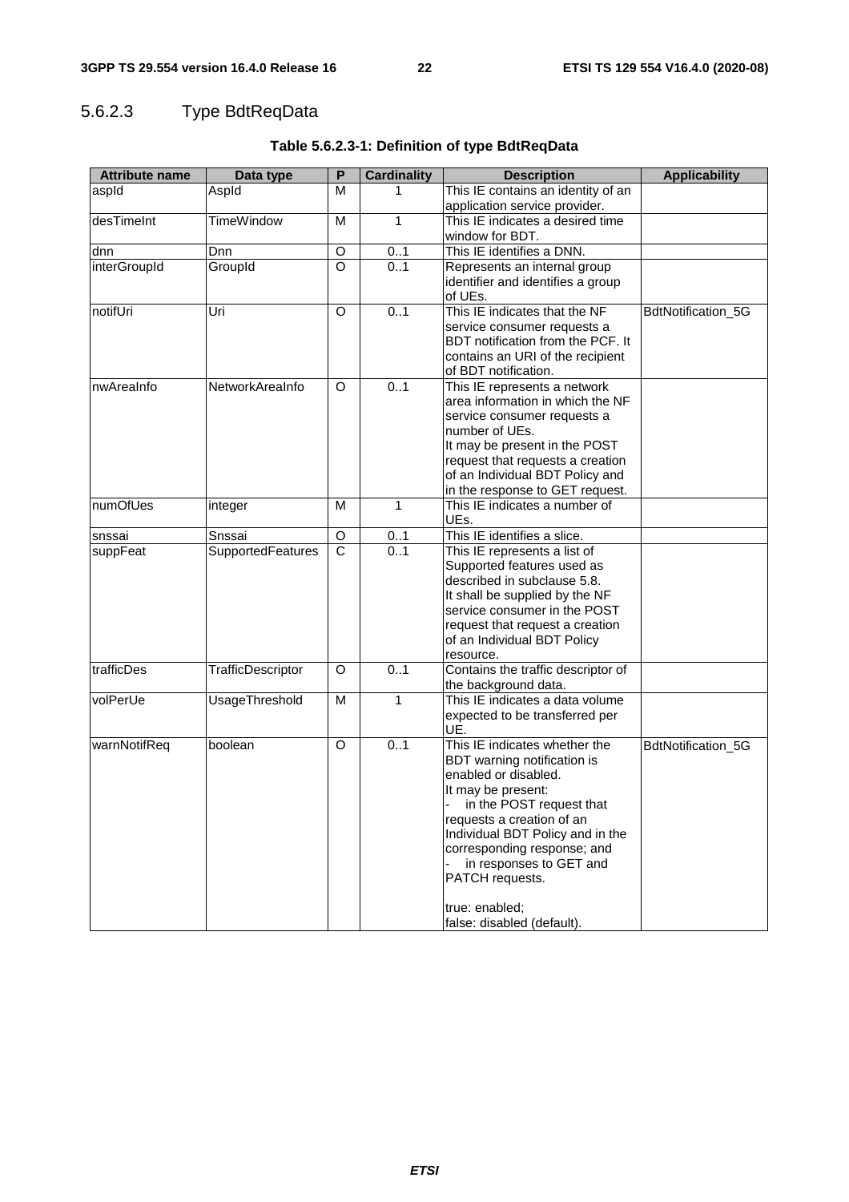#### 5.6.2.3 Type BdtReqData

**Table 5.6.2.3-1: Definition of type BdtReqData**

| Attribute name | Data type | P | Cardinality | Description | Applicability |
|---|---|---|---|---|---|
| aspId | AspId | M | 1 | This IE contains an identity of an application service provider. | |
| desTimeInt | TimeWindow | M | 1 | This IE indicates a desired time window for BDT. | |
| dnn | Dnn | O | 0..1 | This IE identifies a DNN. | |
| interGroupId | GroupId | O | 0..1 | Represents an internal group identifier and identifies a group of UEs. | |
| notifUri | Uri | O | 0..1 | This IE indicates that the NF service consumer requests a BDT notification from the PCF. It contains an URI of the recipient of BDT notification. | BdtNotification_5G |
| nwAreaInfo | NetworkAreaInfo | O | 0..1 | This IE represents a network area information in which the NF service consumer requests a number of UEs.<br>It may be present in the POST request that requests a creation of an Individual BDT Policy and in the response to GET request. | |
| numOfUes | integer | M | 1 | This IE indicates a number of UEs. | |
| snssai | Snssai | O | 0..1 | This IE identifies a slice. | |
| suppFeat | SupportedFeatures | C | 0..1 | This IE represents a list of Supported features used as described in subclause 5.8.<br>It shall be supplied by the NF service consumer in the POST request that request a creation of an Individual BDT Policy resource. | |
| trafficDes | TrafficDescriptor | O | 0..1 | Contains the traffic descriptor of the background data. | |
| volPerUe | UsageThreshold | M | 1 | This IE indicates a data volume expected to be transferred per UE. | |
| warnNotifReq | boolean | O | 0..1 | This IE indicates whether the BDT warning notification is enabled or disabled.<br>It may be present:<br>- in the POST request that requests a creation of an Individual BDT Policy and in the corresponding response; and<br>- in responses to GET and PATCH requests.<br><br>true: enabled;<br>false: disabled (default). | BdtNotification_5G |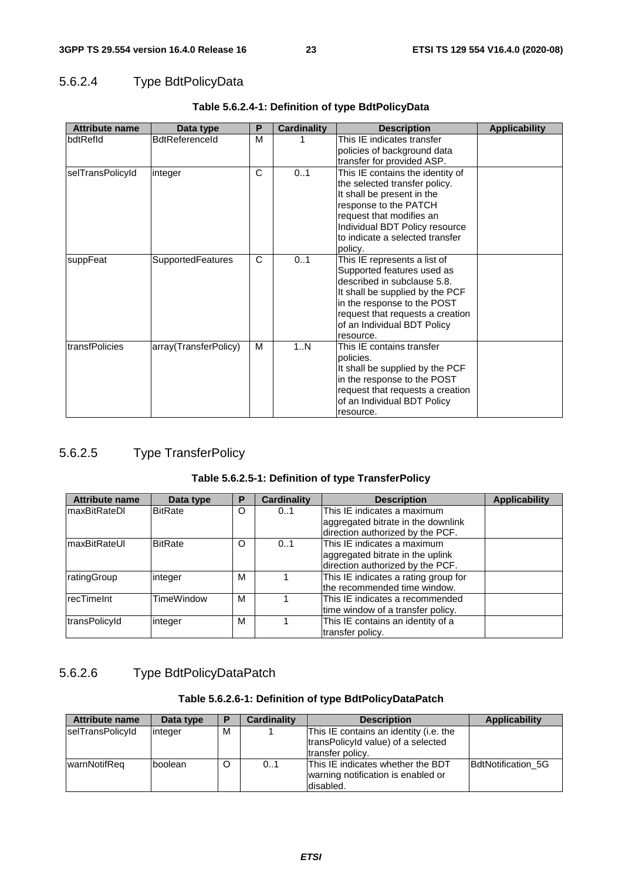### 5.6.2.4 Type BdtPolicyData

**Table 5.6.2.4-1: Definition of type BdtPolicyData**

| Attribute name | Data type | P | Cardinality | Description | Applicability |
|---|---|---|---|---|---|
| bdtRefId | BdtReferenceId | M | 1 | This IE indicates transfer policies of background data transfer for provided ASP. | |
| selTransPolicyId | integer | C | 0..1 | This IE contains the identity of the selected transfer policy. It shall be present in the response to the PATCH request that modifies an Individual BDT Policy resource to indicate a selected transfer policy. | |
| suppFeat | SupportedFeatures | C | 0..1 | This IE represents a list of Supported features used as described in subclause 5.8. It shall be supplied by the PCF in the response to the POST request that requests a creation of an Individual BDT Policy resource. | |
| transfPolicies | array(TransferPolicy) | M | 1..N | This IE contains transfer policies. It shall be supplied by the PCF in the response to the POST request that requests a creation of an Individual BDT Policy resource. | |

### 5.6.2.5 Type TransferPolicy

**Table 5.6.2.5-1: Definition of type TransferPolicy**

| Attribute name | Data type | P | Cardinality | Description | Applicability |
|---|---|---|---|---|---|
| maxBitRateDl | BitRate | O | 0..1 | This IE indicates a maximum aggregated bitrate in the downlink direction authorized by the PCF. | |
| maxBitRateUl | BitRate | O | 0..1 | This IE indicates a maximum aggregated bitrate in the uplink direction authorized by the PCF. | |
| ratingGroup | integer | M | 1 | This IE indicates a rating group for the recommended time window. | |
| recTimeInt | TimeWindow | M | 1 | This IE indicates a recommended time window of a transfer policy. | |
| transPolicyId | integer | M | 1 | This IE contains an identity of a transfer policy. | |

### 5.6.2.6 Type BdtPolicyDataPatch

**Table 5.6.2.6-1: Definition of type BdtPolicyDataPatch**

| Attribute name | Data type | P | Cardinality | Description | Applicability |
|---|---|---|---|---|---|
| selTransPolicyId | integer | M | 1 | This IE contains an identity (i.e. the transPolicyId value) of a selected transfer policy. | |
| warnNotifReq | boolean | O | 0..1 | This IE indicates whether the BDT warning notification is enabled or disabled. | BdtNotification_5G |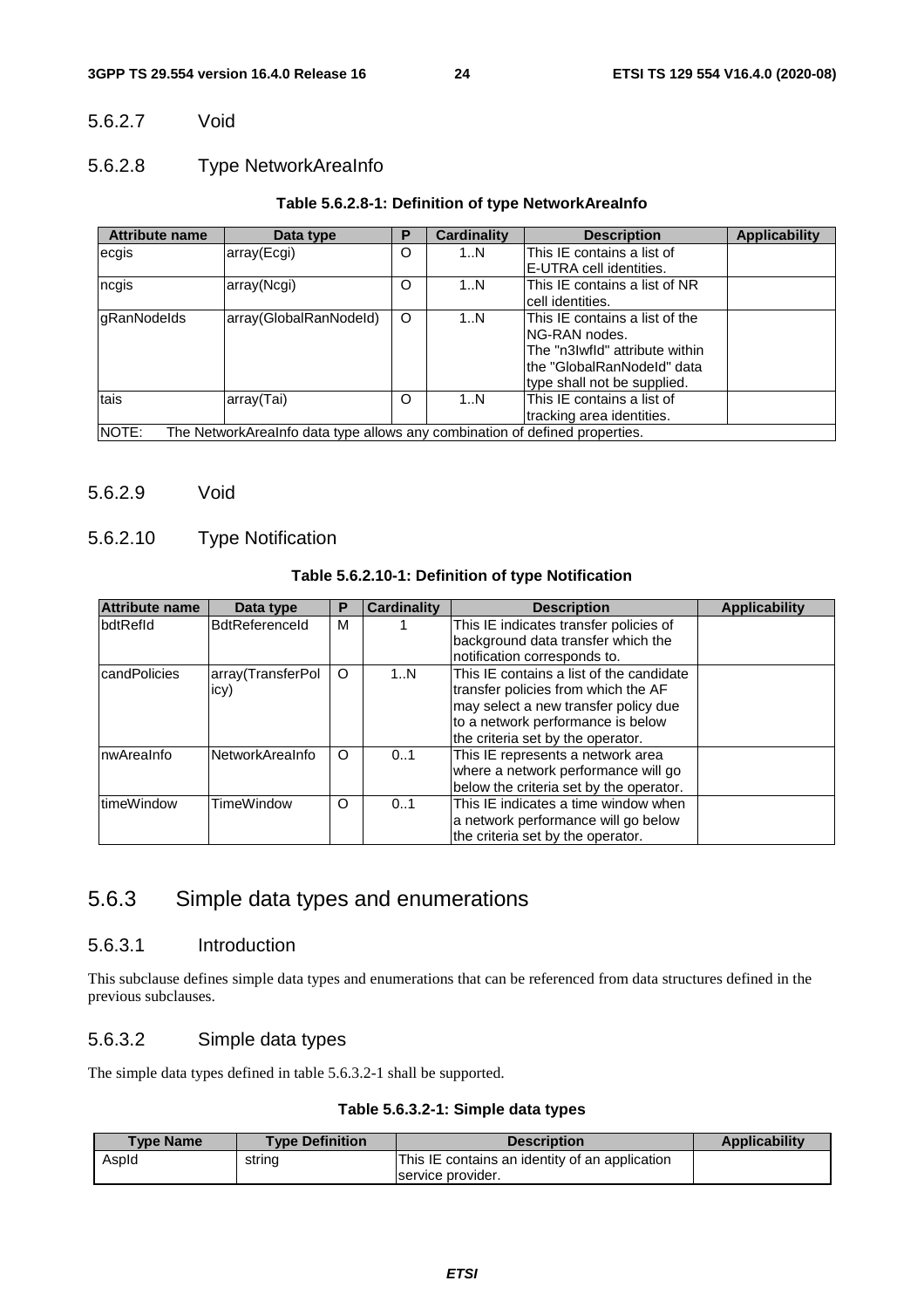### 5.6.2.7 Void

### 5.6.2.8 Type NetworkAreaInfo

**Table 5.6.2.8-1: Definition of type NetworkAreaInfo**

| Attribute name | Data type | P | Cardinality | Description | Applicability |
|---|---|---|---|---|---|
| ecgis | array(Ecgi) | O | 1..N | This IE contains a list of E-UTRA cell identities. | |
| ncgis | array(Ncgi) | O | 1..N | This IE contains a list of NR cell identities. | |
| gRanNodeIds | array(GlobalRanNodeId) | O | 1..N | This IE contains a list of the NG-RAN nodes. The "n3IwfId" attribute within the "GlobalRanNodeId" data type shall not be supplied. | |
| tais | array(Tai) | O | 1..N | This IE contains a list of tracking area identities. | |
| NOTE: The NetworkAreaInfo data type allows any combination of defined properties. | | | | | |

### 5.6.2.9 Void

### 5.6.2.10 Type Notification

**Table 5.6.2.10-1: Definition of type Notification**

| Attribute name | Data type | P | Cardinality | Description | Applicability |
|---|---|---|---|---|---|
| bdtRefId | BdtReferenceId | M | 1 | This IE indicates transfer policies of background data transfer which the notification corresponds to. | |
| candPolicies | array(TransferPolicy) | O | 1..N | This IE contains a list of the candidate transfer policies from which the AF may select a new transfer policy due to a network performance is below the criteria set by the operator. | |
| nwAreaInfo | NetworkAreaInfo | O | 0..1 | This IE represents a network area where a network performance will go below the criteria set by the operator. | |
| timeWindow | TimeWindow | O | 0..1 | This IE indicates a time window when a network performance will go below the criteria set by the operator. | |

## 5.6.3 Simple data types and enumerations

### 5.6.3.1 Introduction

This subclause defines simple data types and enumerations that can be referenced from data structures defined in the previous subclauses.

### 5.6.3.2 Simple data types

The simple data types defined in table 5.6.3.2-1 shall be supported.

**Table 5.6.3.2-1: Simple data types**

| Type Name | Type Definition | Description | Applicability |
|---|---|---|---|
| AspId | string | This IE contains an identity of an application service provider. | |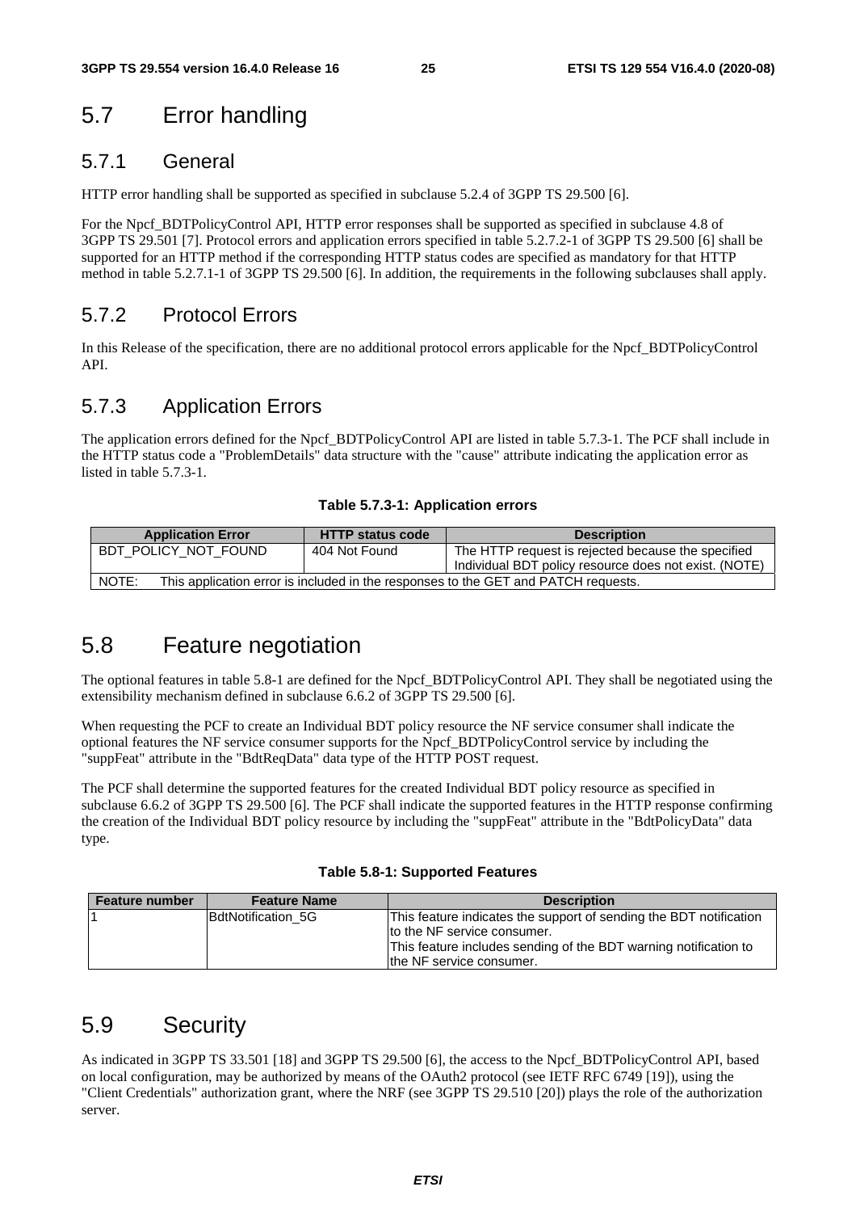# 5.7 Error handling

## 5.7.1 General

HTTP error handling shall be supported as specified in subclause 5.2.4 of 3GPP TS 29.500 [6].

For the Npcf_BDTPolicyControl API, HTTP error responses shall be supported as specified in subclause 4.8 of 3GPP TS 29.501 [7]. Protocol errors and application errors specified in table 5.2.7.2-1 of 3GPP TS 29.500 [6] shall be supported for an HTTP method if the corresponding HTTP status codes are specified as mandatory for that HTTP method in table 5.2.7.1-1 of 3GPP TS 29.500 [6]. In addition, the requirements in the following subclauses shall apply.

## 5.7.2 Protocol Errors

In this Release of the specification, there are no additional protocol errors applicable for the Npcf_BDTPolicyControl API.

## 5.7.3 Application Errors

The application errors defined for the Npcf_BDTPolicyControl API are listed in table 5.7.3-1. The PCF shall include in the HTTP status code a "ProblemDetails" data structure with the "cause" attribute indicating the application error as listed in table 5.7.3-1.

**Table 5.7.3-1: Application errors**

| Application Error | HTTP status code | Description |
|---|---|---|
| BDT_POLICY_NOT_FOUND | 404 Not Found | The HTTP request is rejected because the specified Individual BDT policy resource does not exist. (NOTE) |
| NOTE: This application error is included in the responses to the GET and PATCH requests. | | |

# 5.8 Feature negotiation

The optional features in table 5.8-1 are defined for the Npcf_BDTPolicyControl API. They shall be negotiated using the extensibility mechanism defined in subclause 6.6.2 of 3GPP TS 29.500 [6].

When requesting the PCF to create an Individual BDT policy resource the NF service consumer shall indicate the optional features the NF service consumer supports for the Npcf_BDTPolicyControl service by including the "suppFeat" attribute in the "BdtReqData" data type of the HTTP POST request.

The PCF shall determine the supported features for the created Individual BDT policy resource as specified in subclause 6.6.2 of 3GPP TS 29.500 [6]. The PCF shall indicate the supported features in the HTTP response confirming the creation of the Individual BDT policy resource by including the "suppFeat" attribute in the "BdtPolicyData" data type.

**Table 5.8-1: Supported Features**

| Feature number | Feature Name | Description |
|---|---|---|
| 1 | BdtNotification_5G | This feature indicates the support of sending the BDT notification to the NF service consumer.<br>This feature includes sending of the BDT warning notification to the NF service consumer. |

# 5.9 Security

As indicated in 3GPP TS 33.501 [18] and 3GPP TS 29.500 [6], the access to the Npcf_BDTPolicyControl API, based on local configuration, may be authorized by means of the OAuth2 protocol (see IETF RFC 6749 [19]), using the "Client Credentials" authorization grant, where the NRF (see 3GPP TS 29.510 [20]) plays the role of the authorization server.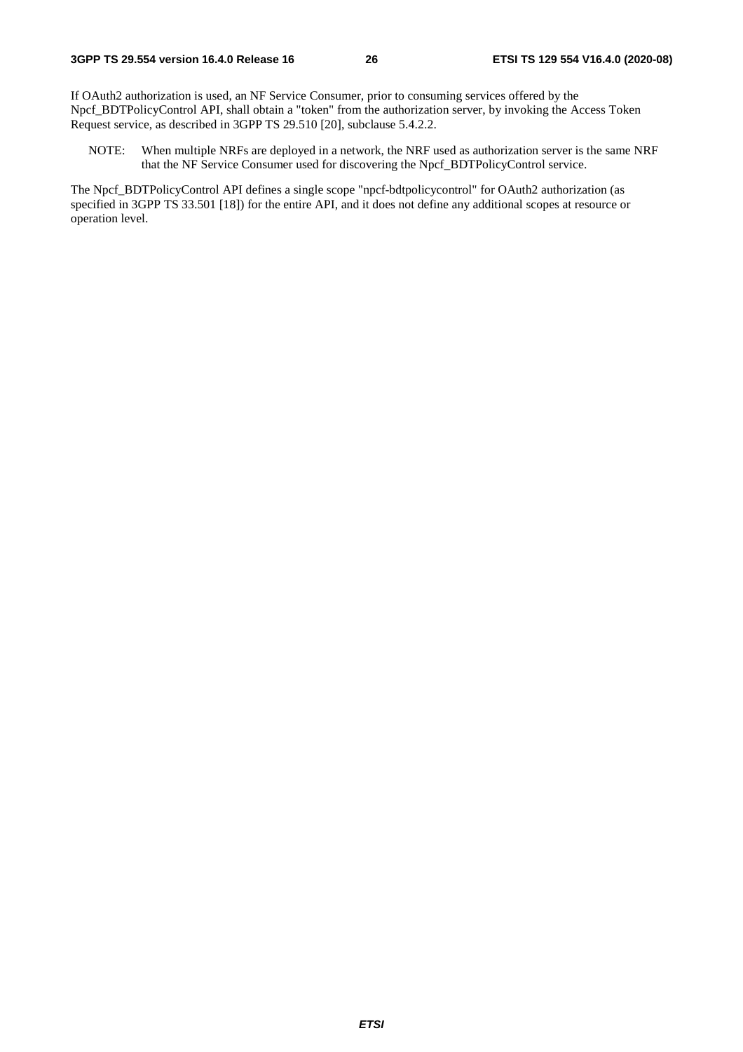If OAuth2 authorization is used, an NF Service Consumer, prior to consuming services offered by the Npcf_BDTPolicyControl API, shall obtain a "token" from the authorization server, by invoking the Access Token Request service, as described in 3GPP TS 29.510 [20], subclause 5.4.2.2.

NOTE: When multiple NRFs are deployed in a network, the NRF used as authorization server is the same NRF that the NF Service Consumer used for discovering the Npcf_BDTPolicyControl service.

The Npcf_BDTPolicyControl API defines a single scope "npcf-bdtpolicycontrol" for OAuth2 authorization (as specified in 3GPP TS 33.501 [18]) for the entire API, and it does not define any additional scopes at resource or operation level.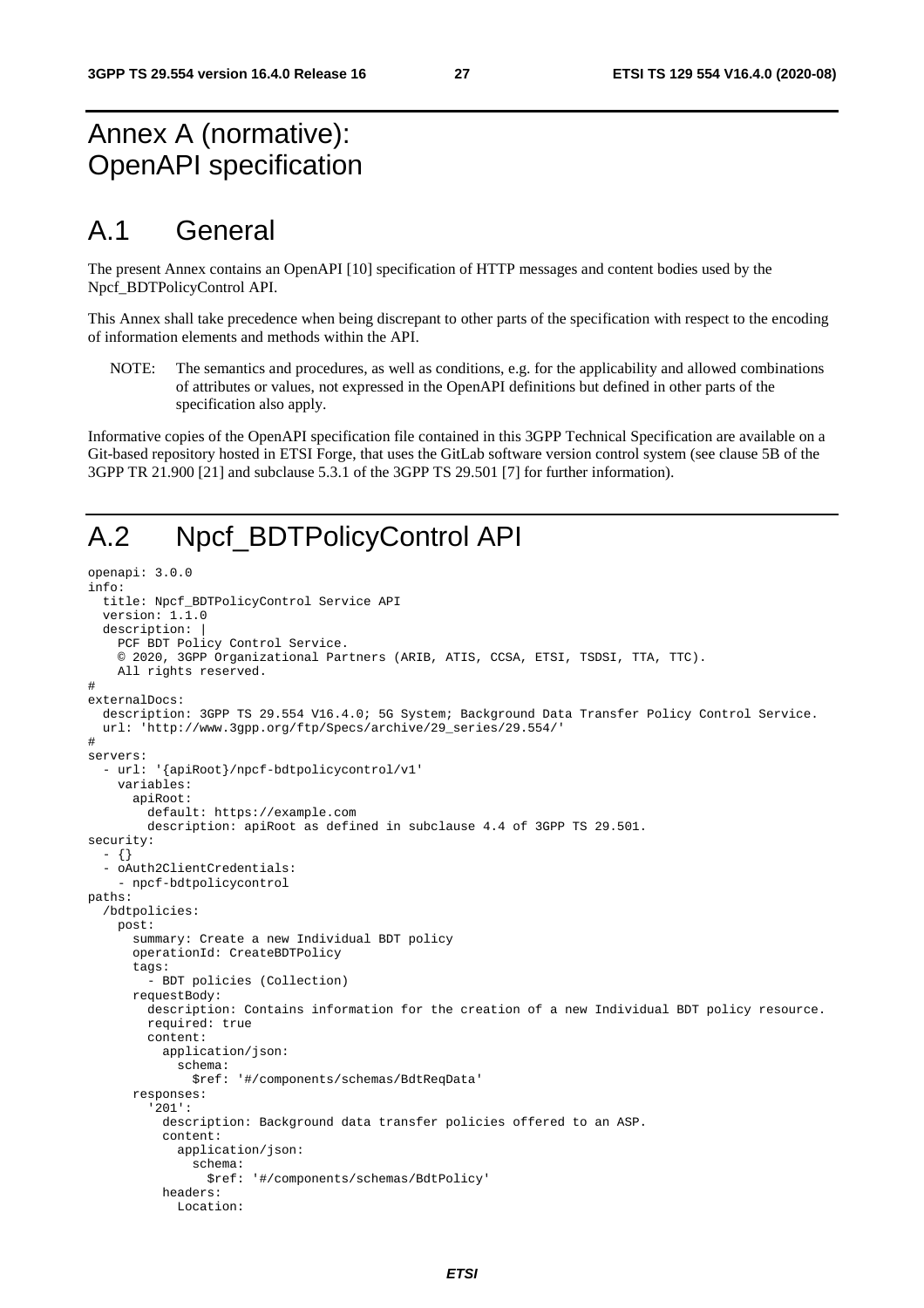# Annex A (normative): OpenAPI specification

# A.1 General

The present Annex contains an OpenAPI [10] specification of HTTP messages and content bodies used by the Npcf_BDTPolicyControl API.

This Annex shall take precedence when being discrepant to other parts of the specification with respect to the encoding of information elements and methods within the API.

NOTE: The semantics and procedures, as well as conditions, e.g. for the applicability and allowed combinations of attributes or values, not expressed in the OpenAPI definitions but defined in other parts of the specification also apply.

Informative copies of the OpenAPI specification file contained in this 3GPP Technical Specification are available on a Git-based repository hosted in ETSI Forge, that uses the GitLab software version control system (see clause 5B of the 3GPP TR 21.900 [21] and subclause 5.3.1 of the 3GPP TS 29.501 [7] for further information).

# A.2 Npcf_BDTPolicyControl API

```
openapi: 3.0.0
info:
  title: Npcf_BDTPolicyControl Service API
  version: 1.1.0
  description: |
    PCF BDT Policy Control Service.
    © 2020, 3GPP Organizational Partners (ARIB, ATIS, CCSA, ETSI, TSDSI, TTA, TTC).
    All rights reserved.
#
externalDocs:
  description: 3GPP TS 29.554 V16.4.0; 5G System; Background Data Transfer Policy Control Service.
  url: 'http://www.3gpp.org/ftp/Specs/archive/29_series/29.554/'
#
servers:
  - url: '{apiRoot}/npcf-bdtpolicycontrol/v1'
    variables:
      apiRoot:
        default: https://example.com
        description: apiRoot as defined in subclause 4.4 of 3GPP TS 29.501.
security:
  - {}
  - oAuth2ClientCredentials:
    - npcf-bdtpolicycontrol
paths:
  /bdtpolicies:
    post:
      summary: Create a new Individual BDT policy
      operationId: CreateBDTPolicy
      tags:
        - BDT policies (Collection)
      requestBody:
        description: Contains information for the creation of a new Individual BDT policy resource.
        required: true
        content:
          application/json:
            schema:
              $ref: '#/components/schemas/BdtReqData'
      responses:
        '201':
          description: Background data transfer policies offered to an ASP.
          content:
            application/json:
              schema:
                $ref: '#/components/schemas/BdtPolicy'
          headers:
            Location:
```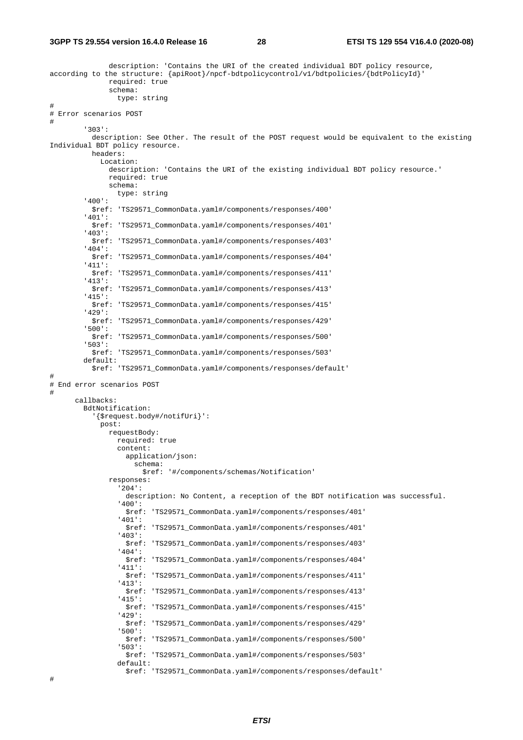```
              description: 'Contains the URI of the created individual BDT policy resource,
according to the structure: {apiRoot}/npcf-bdtpolicycontrol/v1/bdtpolicies/{bdtPolicyId}'
              required: true
              schema:
                type: string
#
# Error scenarios POST
#
        '303':
          description: See Other. The result of the POST request would be equivalent to the existing
Individual BDT policy resource.
          headers:
            Location:
              description: 'Contains the URI of the existing individual BDT policy resource.'
              required: true
              schema:
                type: string
        '400':
          $ref: 'TS29571_CommonData.yaml#/components/responses/400'
        '401':
          $ref: 'TS29571_CommonData.yaml#/components/responses/401'
        '403':
          $ref: 'TS29571_CommonData.yaml#/components/responses/403'
        '404':
          $ref: 'TS29571_CommonData.yaml#/components/responses/404'
        '411':
          $ref: 'TS29571_CommonData.yaml#/components/responses/411'
        '413':
          $ref: 'TS29571_CommonData.yaml#/components/responses/413'
        '415':
          $ref: 'TS29571_CommonData.yaml#/components/responses/415'
        '429':
          $ref: 'TS29571_CommonData.yaml#/components/responses/429'
        '500':
          $ref: 'TS29571_CommonData.yaml#/components/responses/500'
        '503':
          $ref: 'TS29571_CommonData.yaml#/components/responses/503'
        default:
          $ref: 'TS29571_CommonData.yaml#/components/responses/default'
#
# End error scenarios POST
#
      callbacks:
        BdtNotification:
          '{$request.body#/notifUri}':
            post:
              requestBody:
                required: true
                content:
                  application/json:
                    schema:
                      $ref: '#/components/schemas/Notification'
              responses:
                '204':
                  description: No Content, a reception of the BDT notification was successful.
                '400':
                  $ref: 'TS29571_CommonData.yaml#/components/responses/401'
                '401':
                  $ref: 'TS29571_CommonData.yaml#/components/responses/401'
                '403':
                  $ref: 'TS29571_CommonData.yaml#/components/responses/403'
                '404':
                  $ref: 'TS29571_CommonData.yaml#/components/responses/404'
                '411':
                  $ref: 'TS29571_CommonData.yaml#/components/responses/411'
                '413':
                  $ref: 'TS29571_CommonData.yaml#/components/responses/413'
                '415':
                  $ref: 'TS29571_CommonData.yaml#/components/responses/415'
                '429':
                  $ref: 'TS29571_CommonData.yaml#/components/responses/429'
                '500':
                  $ref: 'TS29571_CommonData.yaml#/components/responses/500'
                '503':
                  $ref: 'TS29571_CommonData.yaml#/components/responses/503'
                default:
                  $ref: 'TS29571_CommonData.yaml#/components/responses/default'
#
```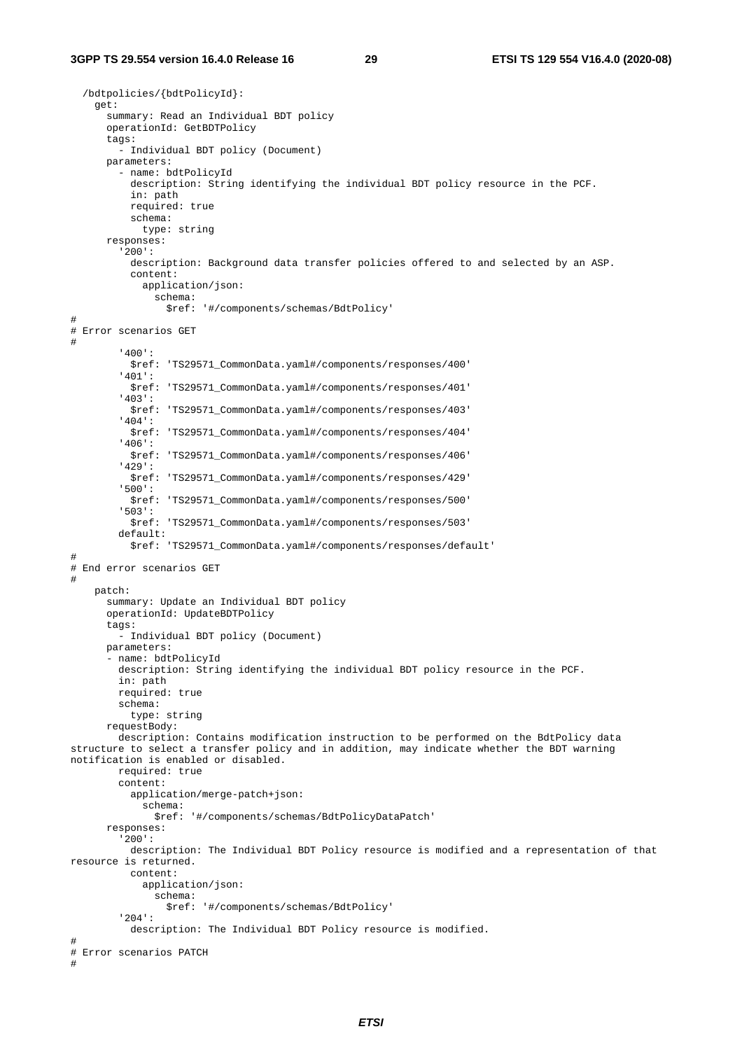```
  /bdtpolicies/{bdtPolicyId}:
    get:
      summary: Read an Individual BDT policy
      operationId: GetBDTPolicy
      tags:
        - Individual BDT policy (Document)
      parameters:
        - name: bdtPolicyId
          description: String identifying the individual BDT policy resource in the PCF.
          in: path
          required: true
          schema:
            type: string
      responses:
        '200':
          description: Background data transfer policies offered to and selected by an ASP.
          content:
            application/json:
              schema:
                $ref: '#/components/schemas/BdtPolicy'
#
# Error scenarios GET
#
        '400':
          $ref: 'TS29571_CommonData.yaml#/components/responses/400'
        '401':
          $ref: 'TS29571_CommonData.yaml#/components/responses/401'
        '403':
          $ref: 'TS29571_CommonData.yaml#/components/responses/403'
        '404':
          $ref: 'TS29571_CommonData.yaml#/components/responses/404'
        '406':
          $ref: 'TS29571_CommonData.yaml#/components/responses/406'
        '429':
          $ref: 'TS29571_CommonData.yaml#/components/responses/429'
        '500':
          $ref: 'TS29571_CommonData.yaml#/components/responses/500'
        '503':
          $ref: 'TS29571_CommonData.yaml#/components/responses/503'
        default:
          $ref: 'TS29571_CommonData.yaml#/components/responses/default'
#
# End error scenarios GET
#
    patch:
      summary: Update an Individual BDT policy
      operationId: UpdateBDTPolicy
      tags:
        - Individual BDT policy (Document)
      parameters:
      - name: bdtPolicyId
        description: String identifying the individual BDT policy resource in the PCF.
        in: path
        required: true
        schema:
          type: string
      requestBody:
        description: Contains modification instruction to be performed on the BdtPolicy data
structure to select a transfer policy and in addition, may indicate whether the BDT warning
notification is enabled or disabled.
        required: true
        content:
          application/merge-patch+json:
            schema:
              $ref: '#/components/schemas/BdtPolicyDataPatch'
      responses:
        '200':
          description: The Individual BDT Policy resource is modified and a representation of that
resource is returned.
          content:
            application/json:
              schema:
                $ref: '#/components/schemas/BdtPolicy'
        '204':
          description: The Individual BDT Policy resource is modified.
#
# Error scenarios PATCH
#
```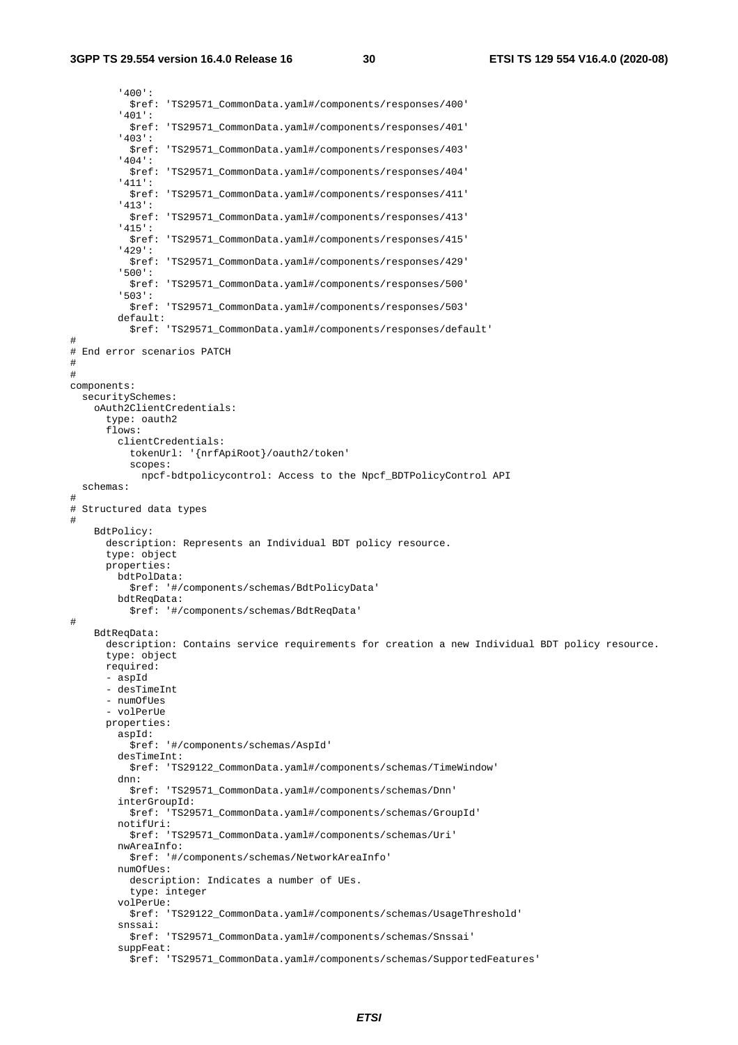```
        '400':
          $ref: 'TS29571_CommonData.yaml#/components/responses/400'
        '401':
          $ref: 'TS29571_CommonData.yaml#/components/responses/401'
        '403':
          $ref: 'TS29571_CommonData.yaml#/components/responses/403'
        '404':
          $ref: 'TS29571_CommonData.yaml#/components/responses/404'
        '411':
          $ref: 'TS29571_CommonData.yaml#/components/responses/411'
        '413':
          $ref: 'TS29571_CommonData.yaml#/components/responses/413'
        '415':
          $ref: 'TS29571_CommonData.yaml#/components/responses/415'
        '429':
          $ref: 'TS29571_CommonData.yaml#/components/responses/429'
        '500':
          $ref: 'TS29571_CommonData.yaml#/components/responses/500'
        '503':
          $ref: 'TS29571_CommonData.yaml#/components/responses/503'
        default:
          $ref: 'TS29571_CommonData.yaml#/components/responses/default'
#
# End error scenarios PATCH
#
#
components:
  securitySchemes:
    oAuth2ClientCredentials:
      type: oauth2
      flows:
        clientCredentials:
          tokenUrl: '{nrfApiRoot}/oauth2/token'
          scopes:
            npcf-bdtpolicycontrol: Access to the Npcf_BDTPolicyControl API
  schemas:
#
# Structured data types
#
    BdtPolicy:
      description: Represents an Individual BDT policy resource.
      type: object
      properties:
        bdtPolData:
          $ref: '#/components/schemas/BdtPolicyData'
        bdtReqData:
          $ref: '#/components/schemas/BdtReqData'
#
    BdtReqData:
      description: Contains service requirements for creation a new Individual BDT policy resource.
      type: object
      required:
      - aspId
      - desTimeInt
      - numOfUes
      - volPerUe
      properties:
        aspId:
          $ref: '#/components/schemas/AspId'
        desTimeInt:
          $ref: 'TS29122_CommonData.yaml#/components/schemas/TimeWindow'
        dnn:
          $ref: 'TS29571_CommonData.yaml#/components/schemas/Dnn'
        interGroupId:
          $ref: 'TS29571_CommonData.yaml#/components/schemas/GroupId'
        notifUri:
          $ref: 'TS29571_CommonData.yaml#/components/schemas/Uri'
        nwAreaInfo:
          $ref: '#/components/schemas/NetworkAreaInfo'
        numOfUes:
          description: Indicates a number of UEs.
          type: integer
        volPerUe:
          $ref: 'TS29122_CommonData.yaml#/components/schemas/UsageThreshold'
        snssai:
          $ref: 'TS29571_CommonData.yaml#/components/schemas/Snssai'
        suppFeat:
          $ref: 'TS29571_CommonData.yaml#/components/schemas/SupportedFeatures'
```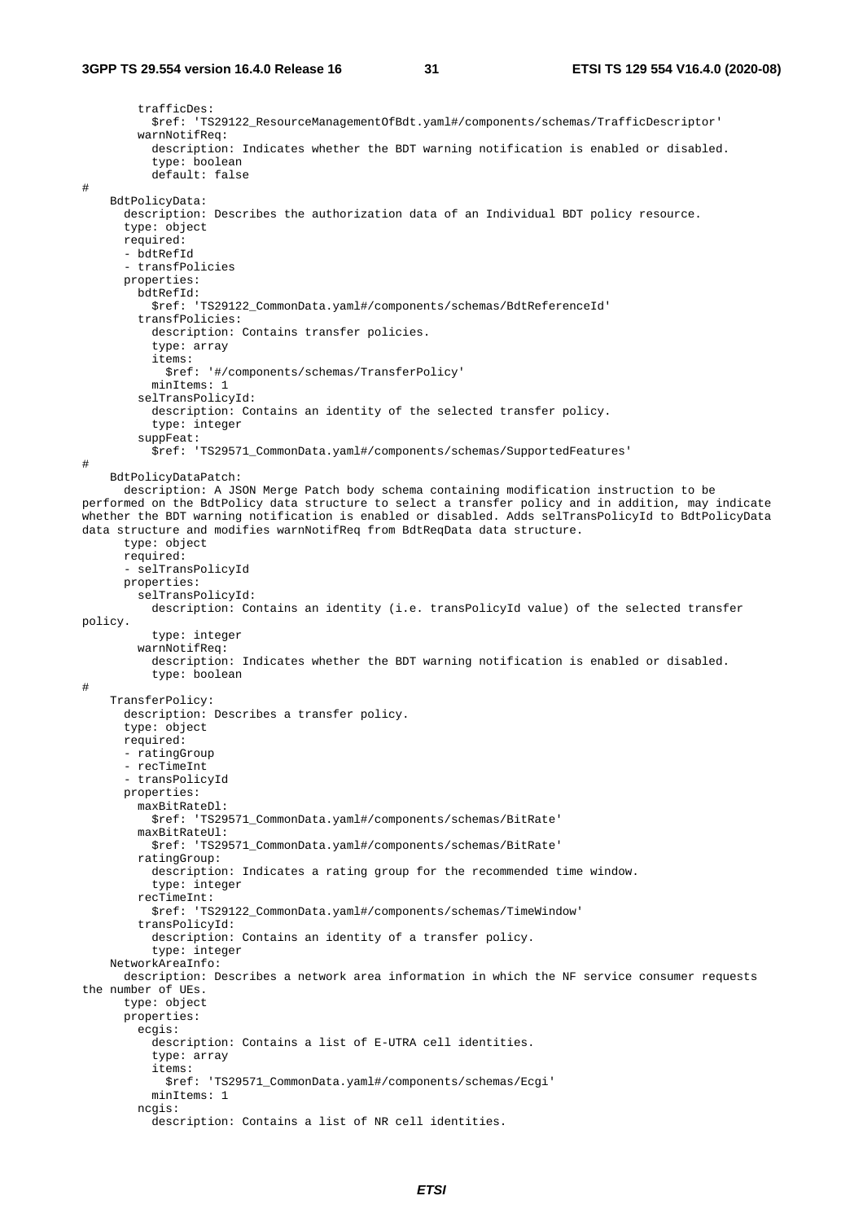```
        trafficDes:
          $ref: 'TS29122_ResourceManagementOfBdt.yaml#/components/schemas/TrafficDescriptor'
        warnNotifReq:
          description: Indicates whether the BDT warning notification is enabled or disabled.
          type: boolean
          default: false
#
    BdtPolicyData:
      description: Describes the authorization data of an Individual BDT policy resource.
      type: object
      required:
      - bdtRefId
      - transfPolicies
      properties:
        bdtRefId:
          $ref: 'TS29122_CommonData.yaml#/components/schemas/BdtReferenceId'
        transfPolicies:
          description: Contains transfer policies.
          type: array
          items:
            $ref: '#/components/schemas/TransferPolicy'
          minItems: 1
        selTransPolicyId:
          description: Contains an identity of the selected transfer policy.
          type: integer
        suppFeat:
          $ref: 'TS29571_CommonData.yaml#/components/schemas/SupportedFeatures'
#
    BdtPolicyDataPatch:
      description: A JSON Merge Patch body schema containing modification instruction to be 
performed on the BdtPolicy data structure to select a transfer policy and in addition, may indicate 
whether the BDT warning notification is enabled or disabled. Adds selTransPolicyId to BdtPolicyData 
data structure and modifies warnNotifReq from BdtReqData data structure.
      type: object
      required:
      - selTransPolicyId
      properties:
        selTransPolicyId:
          description: Contains an identity (i.e. transPolicyId value) of the selected transfer 
policy.
          type: integer
        warnNotifReq:
          description: Indicates whether the BDT warning notification is enabled or disabled.
          type: boolean
#
    TransferPolicy:
      description: Describes a transfer policy.
      type: object
      required:
      - ratingGroup
      - recTimeInt
      - transPolicyId
      properties:
        maxBitRateDl:
          $ref: 'TS29571_CommonData.yaml#/components/schemas/BitRate'
        maxBitRateUl:
          $ref: 'TS29571_CommonData.yaml#/components/schemas/BitRate'
        ratingGroup:
          description: Indicates a rating group for the recommended time window.
          type: integer
        recTimeInt:
          $ref: 'TS29122_CommonData.yaml#/components/schemas/TimeWindow'
        transPolicyId:
          description: Contains an identity of a transfer policy.
          type: integer
    NetworkAreaInfo:
      description: Describes a network area information in which the NF service consumer requests 
the number of UEs.
      type: object
      properties:
        ecgis:
          description: Contains a list of E-UTRA cell identities.
          type: array
          items:
            $ref: 'TS29571_CommonData.yaml#/components/schemas/Ecgi'
          minItems: 1
        ncgis:
          description: Contains a list of NR cell identities.
```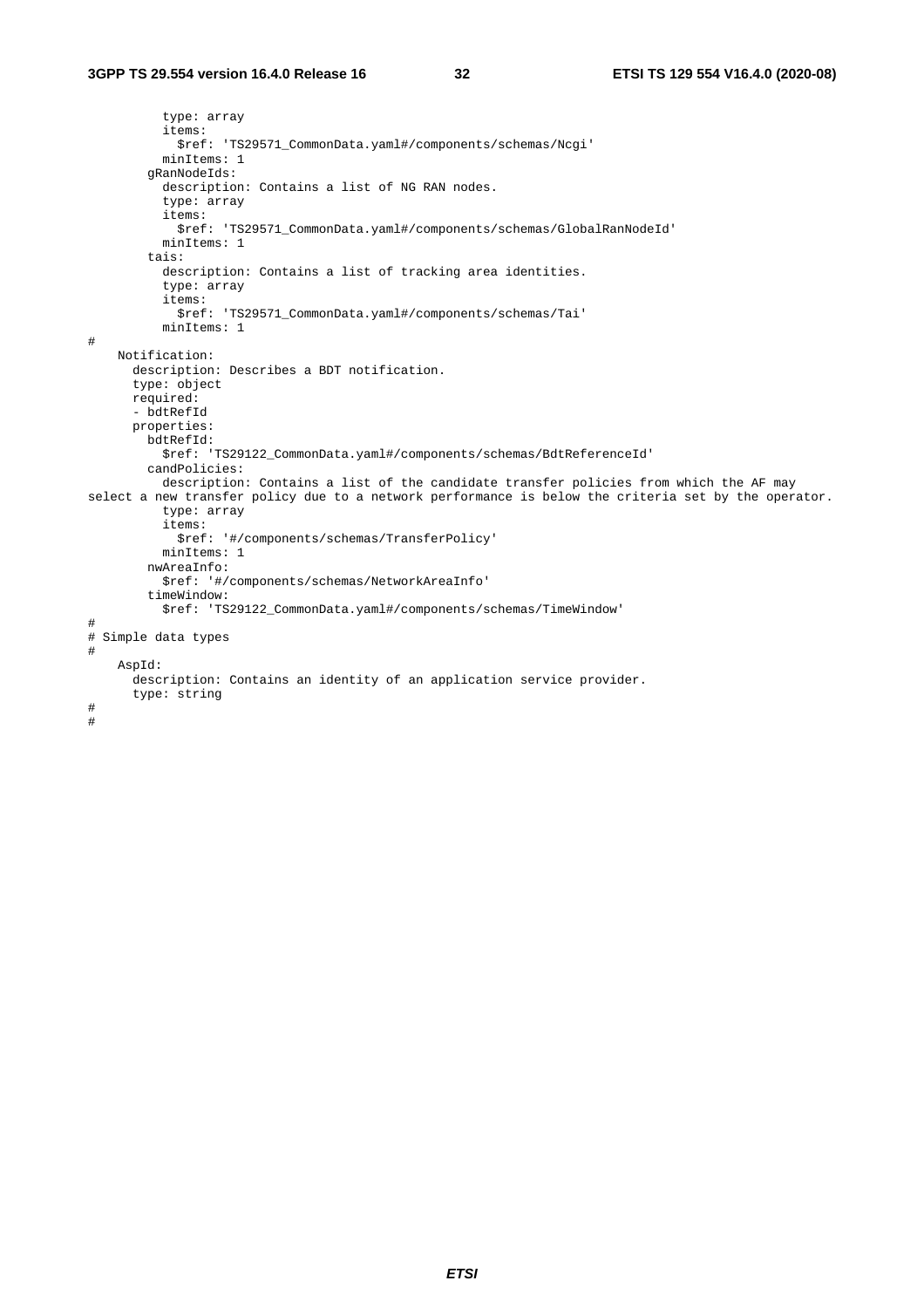```
          type: array
          items:
            $ref: 'TS29571_CommonData.yaml#/components/schemas/Ncgi'
          minItems: 1
        gRanNodeIds:
          description: Contains a list of NG RAN nodes.
          type: array
          items:
            $ref: 'TS29571_CommonData.yaml#/components/schemas/GlobalRanNodeId'
          minItems: 1
        tais:
          description: Contains a list of tracking area identities.
          type: array
          items:
            $ref: 'TS29571_CommonData.yaml#/components/schemas/Tai'
          minItems: 1
#
    Notification:
      description: Describes a BDT notification.
      type: object
      required:
      - bdtRefId
      properties:
        bdtRefId:
          $ref: 'TS29122_CommonData.yaml#/components/schemas/BdtReferenceId'
        candPolicies:
          description: Contains a list of the candidate transfer policies from which the AF may
select a new transfer policy due to a network performance is below the criteria set by the operator.
          type: array
          items:
            $ref: '#/components/schemas/TransferPolicy'
          minItems: 1
        nwAreaInfo:
          $ref: '#/components/schemas/NetworkAreaInfo'
        timeWindow:
          $ref: 'TS29122_CommonData.yaml#/components/schemas/TimeWindow'
#
# Simple data types
#
    AspId:
      description: Contains an identity of an application service provider.
      type: string
#
#
```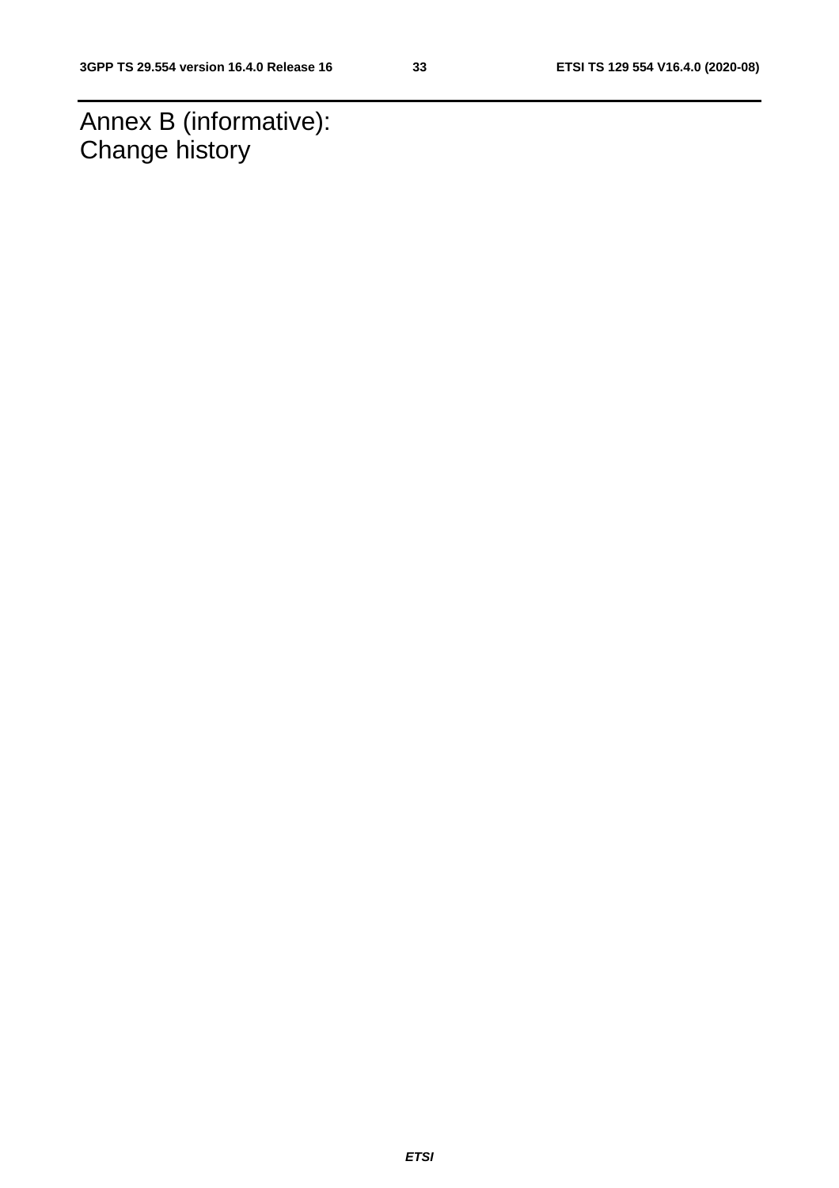# Annex B (informative): Change history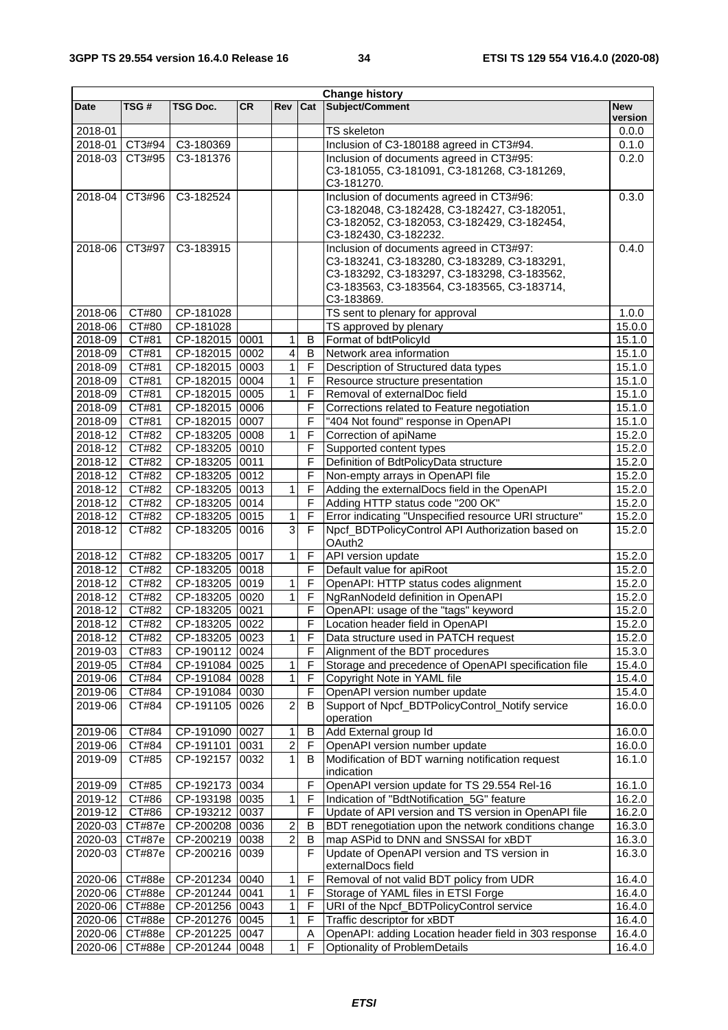| Change history | | | | | | | |
|---|---|---|---|---|---|---|---|
| **Date** | **TSG #** | **TSG Doc.** | **CR** | **Rev** | **Cat** | **Subject/Comment** | **New version** |
| 2018-01 | | | | | | TS skeleton | 0.0.0 |
| 2018-01 | CT3#94 | C3-180369 | | | | Inclusion of C3-180188 agreed in CT3#94. | 0.1.0 |
| 2018-03 | CT3#95 | C3-181376 | | | | Inclusion of documents agreed in CT3#95: C3-181055, C3-181091, C3-181268, C3-181269, C3-181270. | 0.2.0 |
| 2018-04 | CT3#96 | C3-182524 | | | | Inclusion of documents agreed in CT3#96: C3-182048, C3-182428, C3-182427, C3-182051, C3-182052, C3-182053, C3-182429, C3-182454, C3-182430, C3-182232. | 0.3.0 |
| 2018-06 | CT3#97 | C3-183915 | | | | Inclusion of documents agreed in CT3#97: C3-183241, C3-183280, C3-183289, C3-183291, C3-183292, C3-183297, C3-183298, C3-183562, C3-183563, C3-183564, C3-183565, C3-183714, C3-183869. | 0.4.0 |
| 2018-06 | CT#80 | CP-181028 | | | | TS sent to plenary for approval | 1.0.0 |
| 2018-06 | CT#80 | CP-181028 | | | | TS approved by plenary | 15.0.0 |
| 2018-09 | CT#81 | CP-182015 | 0001 | 1 | B | Format of bdtPolicyId | 15.1.0 |
| 2018-09 | CT#81 | CP-182015 | 0002 | 4 | B | Network area information | 15.1.0 |
| 2018-09 | CT#81 | CP-182015 | 0003 | 1 | F | Description of Structured data types | 15.1.0 |
| 2018-09 | CT#81 | CP-182015 | 0004 | 1 | F | Resource structure presentation | 15.1.0 |
| 2018-09 | CT#81 | CP-182015 | 0005 | 1 | F | Removal of externalDoc field | 15.1.0 |
| 2018-09 | CT#81 | CP-182015 | 0006 | | F | Corrections related to Feature negotiation | 15.1.0 |
| 2018-09 | CT#81 | CP-182015 | 0007 | | F | "404 Not found" response in OpenAPI | 15.1.0 |
| 2018-12 | CT#82 | CP-183205 | 0008 | 1 | F | Correction of apiName | 15.2.0 |
| 2018-12 | CT#82 | CP-183205 | 0010 | | F | Supported content types | 15.2.0 |
| 2018-12 | CT#82 | CP-183205 | 0011 | | F | Definition of BdtPolicyData structure | 15.2.0 |
| 2018-12 | CT#82 | CP-183205 | 0012 | | F | Non-empty arrays in OpenAPI file | 15.2.0 |
| 2018-12 | CT#82 | CP-183205 | 0013 | 1 | F | Adding the externalDocs field in the OpenAPI | 15.2.0 |
| 2018-12 | CT#82 | CP-183205 | 0014 | | F | Adding HTTP status code "200 OK" | 15.2.0 |
| 2018-12 | CT#82 | CP-183205 | 0015 | 1 | F | Error indicating "Unspecified resource URI structure" | 15.2.0 |
| 2018-12 | CT#82 | CP-183205 | 0016 | 3 | F | Npcf_BDTPolicyControl API Authorization based on OAuth2 | 15.2.0 |
| 2018-12 | CT#82 | CP-183205 | 0017 | 1 | F | API version update | 15.2.0 |
| 2018-12 | CT#82 | CP-183205 | 0018 | | F | Default value for apiRoot | 15.2.0 |
| 2018-12 | CT#82 | CP-183205 | 0019 | 1 | F | OpenAPI: HTTP status codes alignment | 15.2.0 |
| 2018-12 | CT#82 | CP-183205 | 0020 | 1 | F | NgRanNodeId definition in OpenAPI | 15.2.0 |
| 2018-12 | CT#82 | CP-183205 | 0021 | | F | OpenAPI: usage of the "tags" keyword | 15.2.0 |
| 2018-12 | CT#82 | CP-183205 | 0022 | | F | Location header field in OpenAPI | 15.2.0 |
| 2018-12 | CT#82 | CP-183205 | 0023 | 1 | F | Data structure used in PATCH request | 15.2.0 |
| 2019-03 | CT#83 | CP-190112 | 0024 | | F | Alignment of the BDT procedures | 15.3.0 |
| 2019-05 | CT#84 | CP-191084 | 0025 | 1 | F | Storage and precedence of OpenAPI specification file | 15.4.0 |
| 2019-06 | CT#84 | CP-191084 | 0028 | 1 | F | Copyright Note in YAML file | 15.4.0 |
| 2019-06 | CT#84 | CP-191084 | 0030 | | F | OpenAPI version number update | 15.4.0 |
| 2019-06 | CT#84 | CP-191105 | 0026 | 2 | B | Support of Npcf_BDTPolicyControl_Notify service operation | 16.0.0 |
| 2019-06 | CT#84 | CP-191090 | 0027 | 1 | B | Add External group Id | 16.0.0 |
| 2019-06 | CT#84 | CP-191101 | 0031 | 2 | F | OpenAPI version number update | 16.0.0 |
| 2019-09 | CT#85 | CP-192157 | 0032 | 1 | B | Modification of BDT warning notification request indication | 16.1.0 |
| 2019-09 | CT#85 | CP-192173 | 0034 | | F | OpenAPI version update for TS 29.554 Rel-16 | 16.1.0 |
| 2019-12 | CT#86 | CP-193198 | 0035 | 1 | F | Indication of "BdtNotification_5G" feature | 16.2.0 |
| 2019-12 | CT#86 | CP-193212 | 0037 | | F | Update of API version and TS version in OpenAPI file | 16.2.0 |
| 2020-03 | CT#87e | CP-200208 | 0036 | 2 | B | BDT renegotiation upon the network conditions change | 16.3.0 |
| 2020-03 | CT#87e | CP-200219 | 0038 | 2 | B | map ASPid to DNN and SNSSAI for xBDT | 16.3.0 |
| 2020-03 | CT#87e | CP-200216 | 0039 | | F | Update of OpenAPI version and TS version in externalDocs field | 16.3.0 |
| 2020-06 | CT#88e | CP-201234 | 0040 | 1 | F | Removal of not valid BDT policy from UDR | 16.4.0 |
| 2020-06 | CT#88e | CP-201244 | 0041 | 1 | F | Storage of YAML files in ETSI Forge | 16.4.0 |
| 2020-06 | CT#88e | CP-201256 | 0043 | 1 | F | URI of the Npcf_BDTPolicyControl service | 16.4.0 |
| 2020-06 | CT#88e | CP-201276 | 0045 | 1 | F | Traffic descriptor for xBDT | 16.4.0 |
| 2020-06 | CT#88e | CP-201225 | 0047 | | A | OpenAPI: adding Location header field in 303 response | 16.4.0 |
| 2020-06 | CT#88e | CP-201244 | 0048 | 1 | F | Optionality of ProblemDetails | 16.4.0 |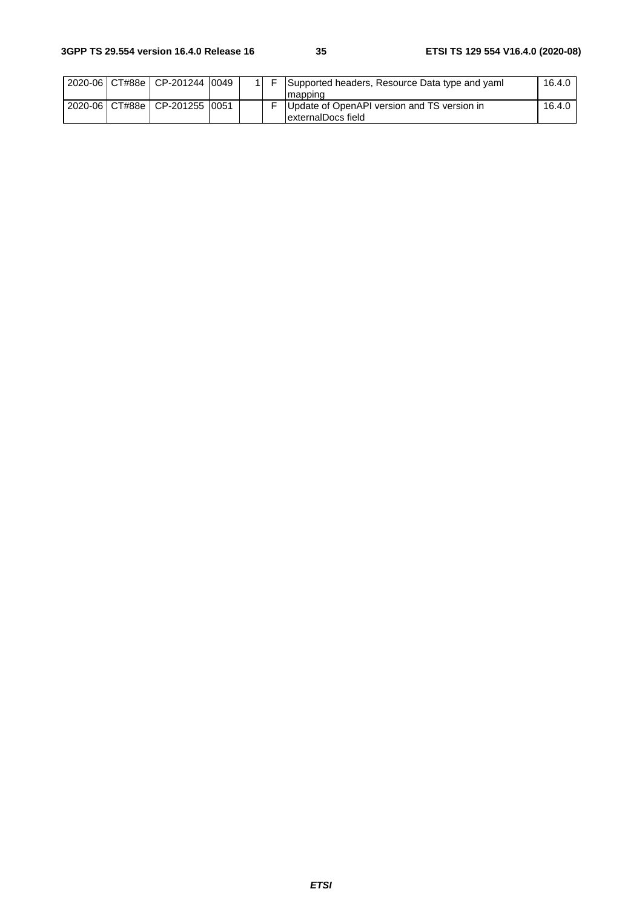| 2020-06 | CT#88e | CP-201244 | 0049 | 1 | F | Supported headers, Resource Data type and yaml mapping | 16.4.0 |
|---|---|---|---|---|---|---|---|
| 2020-06 | CT#88e | CP-201255 | 0051 | | F | Update of OpenAPI version and TS version in externalDocs field | 16.4.0 |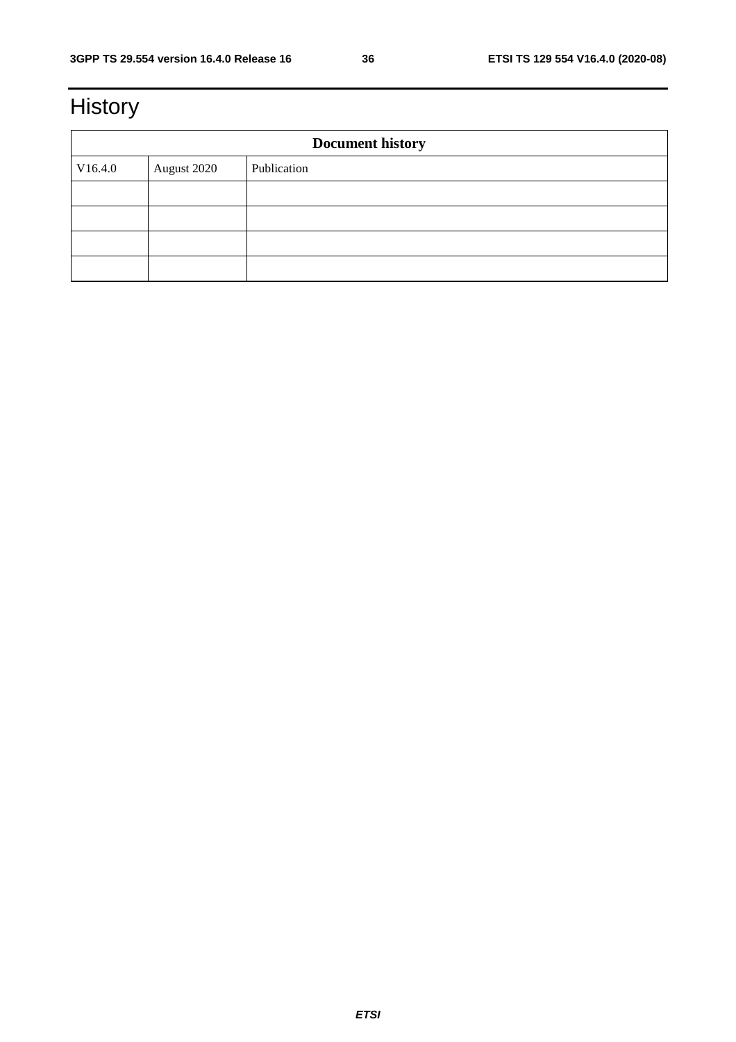# History

| Document history | | |
|---|---|---|
| V16.4.0 | August 2020 | Publication |
| | | |
| | | |
| | | |
| | | |